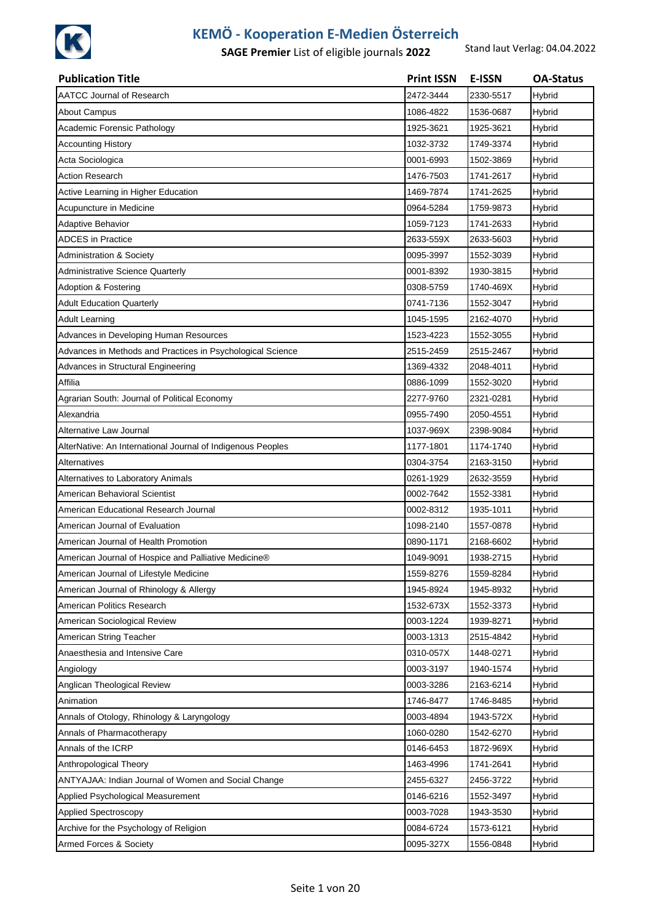# KEMÖ - Kooperation E-Medien Österreich

**SAGE Premier** List of eligible journals **2022**

Stand laut Verlag: 04.04.2022

| Publication Title | Print ISSN | E-ISSN | OA-Status |
|---|---|---|---|
| AATCC Journal of Research | 2472-3444 | 2330-5517 | Hybrid |
| About Campus | 1086-4822 | 1536-0687 | Hybrid |
| Academic Forensic Pathology | 1925-3621 | 1925-3621 | Hybrid |
| Accounting History | 1032-3732 | 1749-3374 | Hybrid |
| Acta Sociologica | 0001-6993 | 1502-3869 | Hybrid |
| Action Research | 1476-7503 | 1741-2617 | Hybrid |
| Active Learning in Higher Education | 1469-7874 | 1741-2625 | Hybrid |
| Acupuncture in Medicine | 0964-5284 | 1759-9873 | Hybrid |
| Adaptive Behavior | 1059-7123 | 1741-2633 | Hybrid |
| ADCES in Practice | 2633-559X | 2633-5603 | Hybrid |
| Administration & Society | 0095-3997 | 1552-3039 | Hybrid |
| Administrative Science Quarterly | 0001-8392 | 1930-3815 | Hybrid |
| Adoption & Fostering | 0308-5759 | 1740-469X | Hybrid |
| Adult Education Quarterly | 0741-7136 | 1552-3047 | Hybrid |
| Adult Learning | 1045-1595 | 2162-4070 | Hybrid |
| Advances in Developing Human Resources | 1523-4223 | 1552-3055 | Hybrid |
| Advances in Methods and Practices in Psychological Science | 2515-2459 | 2515-2467 | Hybrid |
| Advances in Structural Engineering | 1369-4332 | 2048-4011 | Hybrid |
| Affilia | 0886-1099 | 1552-3020 | Hybrid |
| Agrarian South: Journal of Political Economy | 2277-9760 | 2321-0281 | Hybrid |
| Alexandria | 0955-7490 | 2050-4551 | Hybrid |
| Alternative Law Journal | 1037-969X | 2398-9084 | Hybrid |
| AlterNative: An International Journal of Indigenous Peoples | 1177-1801 | 1174-1740 | Hybrid |
| Alternatives | 0304-3754 | 2163-3150 | Hybrid |
| Alternatives to Laboratory Animals | 0261-1929 | 2632-3559 | Hybrid |
| American Behavioral Scientist | 0002-7642 | 1552-3381 | Hybrid |
| American Educational Research Journal | 0002-8312 | 1935-1011 | Hybrid |
| American Journal of Evaluation | 1098-2140 | 1557-0878 | Hybrid |
| American Journal of Health Promotion | 0890-1171 | 2168-6602 | Hybrid |
| American Journal of Hospice and Palliative Medicine® | 1049-9091 | 1938-2715 | Hybrid |
| American Journal of Lifestyle Medicine | 1559-8276 | 1559-8284 | Hybrid |
| American Journal of Rhinology & Allergy | 1945-8924 | 1945-8932 | Hybrid |
| American Politics Research | 1532-673X | 1552-3373 | Hybrid |
| American Sociological Review | 0003-1224 | 1939-8271 | Hybrid |
| American String Teacher | 0003-1313 | 2515-4842 | Hybrid |
| Anaesthesia and Intensive Care | 0310-057X | 1448-0271 | Hybrid |
| Angiology | 0003-3197 | 1940-1574 | Hybrid |
| Anglican Theological Review | 0003-3286 | 2163-6214 | Hybrid |
| Animation | 1746-8477 | 1746-8485 | Hybrid |
| Annals of Otology, Rhinology & Laryngology | 0003-4894 | 1943-572X | Hybrid |
| Annals of Pharmacotherapy | 1060-0280 | 1542-6270 | Hybrid |
| Annals of the ICRP | 0146-6453 | 1872-969X | Hybrid |
| Anthropological Theory | 1463-4996 | 1741-2641 | Hybrid |
| ANTYAJAA: Indian Journal of Women and Social Change | 2455-6327 | 2456-3722 | Hybrid |
| Applied Psychological Measurement | 0146-6216 | 1552-3497 | Hybrid |
| Applied Spectroscopy | 0003-7028 | 1943-3530 | Hybrid |
| Archive for the Psychology of Religion | 0084-6724 | 1573-6121 | Hybrid |
| Armed Forces & Society | 0095-327X | 1556-0848 | Hybrid |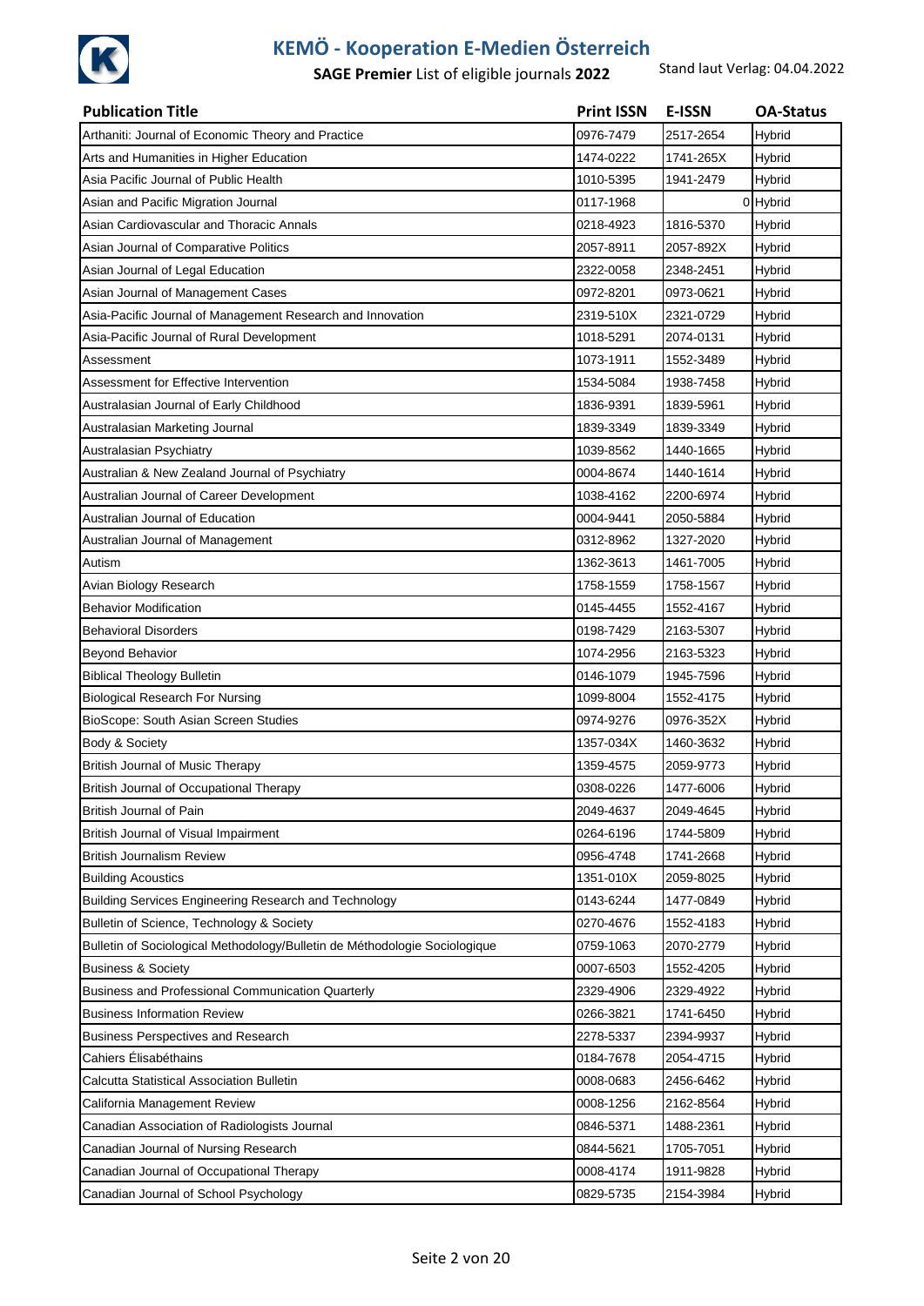# KEMÖ - Kooperation E-Medien Österreich

**SAGE Premier** List of eligible journals **2022**

Stand laut Verlag: 04.04.2022

| Publication Title | Print ISSN | E-ISSN | OA-Status |
|---|---|---|---|
| Arthaniti: Journal of Economic Theory and Practice | 0976-7479 | 2517-2654 | Hybrid |
| Arts and Humanities in Higher Education | 1474-0222 | 1741-265X | Hybrid |
| Asia Pacific Journal of Public Health | 1010-5395 | 1941-2479 | Hybrid |
| Asian and Pacific Migration Journal | 0117-1968 | 0 | Hybrid |
| Asian Cardiovascular and Thoracic Annals | 0218-4923 | 1816-5370 | Hybrid |
| Asian Journal of Comparative Politics | 2057-8911 | 2057-892X | Hybrid |
| Asian Journal of Legal Education | 2322-0058 | 2348-2451 | Hybrid |
| Asian Journal of Management Cases | 0972-8201 | 0973-0621 | Hybrid |
| Asia-Pacific Journal of Management Research and Innovation | 2319-510X | 2321-0729 | Hybrid |
| Asia-Pacific Journal of Rural Development | 1018-5291 | 2074-0131 | Hybrid |
| Assessment | 1073-1911 | 1552-3489 | Hybrid |
| Assessment for Effective Intervention | 1534-5084 | 1938-7458 | Hybrid |
| Australasian Journal of Early Childhood | 1836-9391 | 1839-5961 | Hybrid |
| Australasian Marketing Journal | 1839-3349 | 1839-3349 | Hybrid |
| Australasian Psychiatry | 1039-8562 | 1440-1665 | Hybrid |
| Australian & New Zealand Journal of Psychiatry | 0004-8674 | 1440-1614 | Hybrid |
| Australian Journal of Career Development | 1038-4162 | 2200-6974 | Hybrid |
| Australian Journal of Education | 0004-9441 | 2050-5884 | Hybrid |
| Australian Journal of Management | 0312-8962 | 1327-2020 | Hybrid |
| Autism | 1362-3613 | 1461-7005 | Hybrid |
| Avian Biology Research | 1758-1559 | 1758-1567 | Hybrid |
| Behavior Modification | 0145-4455 | 1552-4167 | Hybrid |
| Behavioral Disorders | 0198-7429 | 2163-5307 | Hybrid |
| Beyond Behavior | 1074-2956 | 2163-5323 | Hybrid |
| Biblical Theology Bulletin | 0146-1079 | 1945-7596 | Hybrid |
| Biological Research For Nursing | 1099-8004 | 1552-4175 | Hybrid |
| BioScope: South Asian Screen Studies | 0974-9276 | 0976-352X | Hybrid |
| Body & Society | 1357-034X | 1460-3632 | Hybrid |
| British Journal of Music Therapy | 1359-4575 | 2059-9773 | Hybrid |
| British Journal of Occupational Therapy | 0308-0226 | 1477-6006 | Hybrid |
| British Journal of Pain | 2049-4637 | 2049-4645 | Hybrid |
| British Journal of Visual Impairment | 0264-6196 | 1744-5809 | Hybrid |
| British Journalism Review | 0956-4748 | 1741-2668 | Hybrid |
| Building Acoustics | 1351-010X | 2059-8025 | Hybrid |
| Building Services Engineering Research and Technology | 0143-6244 | 1477-0849 | Hybrid |
| Bulletin of Science, Technology & Society | 0270-4676 | 1552-4183 | Hybrid |
| Bulletin of Sociological Methodology/Bulletin de Méthodologie Sociologique | 0759-1063 | 2070-2779 | Hybrid |
| Business & Society | 0007-6503 | 1552-4205 | Hybrid |
| Business and Professional Communication Quarterly | 2329-4906 | 2329-4922 | Hybrid |
| Business Information Review | 0266-3821 | 1741-6450 | Hybrid |
| Business Perspectives and Research | 2278-5337 | 2394-9937 | Hybrid |
| Cahiers Élisabéthains | 0184-7678 | 2054-4715 | Hybrid |
| Calcutta Statistical Association Bulletin | 0008-0683 | 2456-6462 | Hybrid |
| California Management Review | 0008-1256 | 2162-8564 | Hybrid |
| Canadian Association of Radiologists Journal | 0846-5371 | 1488-2361 | Hybrid |
| Canadian Journal of Nursing Research | 0844-5621 | 1705-7051 | Hybrid |
| Canadian Journal of Occupational Therapy | 0008-4174 | 1911-9828 | Hybrid |
| Canadian Journal of School Psychology | 0829-5735 | 2154-3984 | Hybrid |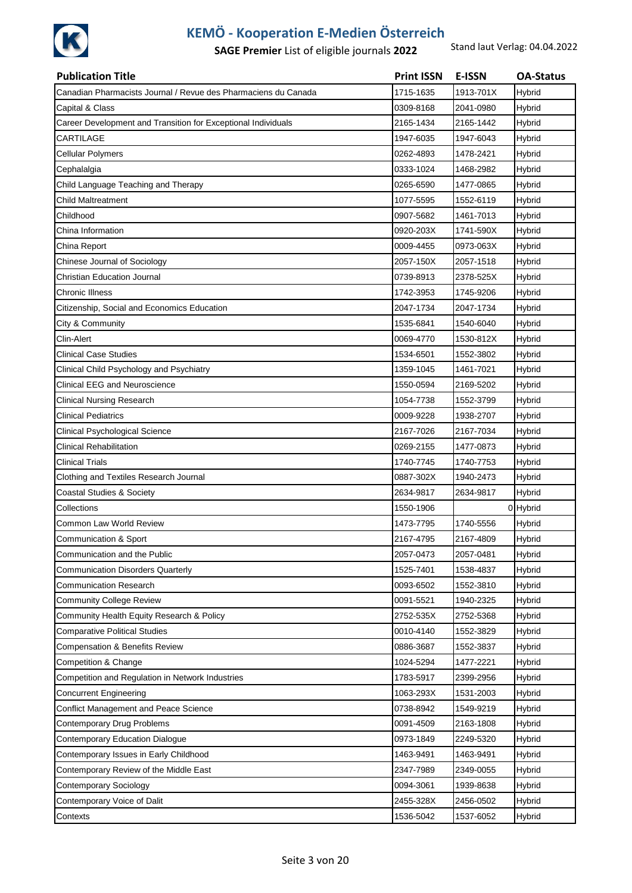# KEMÖ - Kooperation E-Medien Österreich

**SAGE Premier** List of eligible journals **2022**

Stand laut Verlag: 04.04.2022

| Publication Title | Print ISSN | E-ISSN | OA-Status |
|---|---|---|---|
| Canadian Pharmacists Journal / Revue des Pharmaciens du Canada | 1715-1635 | 1913-701X | Hybrid |
| Capital & Class | 0309-8168 | 2041-0980 | Hybrid |
| Career Development and Transition for Exceptional Individuals | 2165-1434 | 2165-1442 | Hybrid |
| CARTILAGE | 1947-6035 | 1947-6043 | Hybrid |
| Cellular Polymers | 0262-4893 | 1478-2421 | Hybrid |
| Cephalalgia | 0333-1024 | 1468-2982 | Hybrid |
| Child Language Teaching and Therapy | 0265-6590 | 1477-0865 | Hybrid |
| Child Maltreatment | 1077-5595 | 1552-6119 | Hybrid |
| Childhood | 0907-5682 | 1461-7013 | Hybrid |
| China Information | 0920-203X | 1741-590X | Hybrid |
| China Report | 0009-4455 | 0973-063X | Hybrid |
| Chinese Journal of Sociology | 2057-150X | 2057-1518 | Hybrid |
| Christian Education Journal | 0739-8913 | 2378-525X | Hybrid |
| Chronic Illness | 1742-3953 | 1745-9206 | Hybrid |
| Citizenship, Social and Economics Education | 2047-1734 | 2047-1734 | Hybrid |
| City & Community | 1535-6841 | 1540-6040 | Hybrid |
| Clin-Alert | 0069-4770 | 1530-812X | Hybrid |
| Clinical Case Studies | 1534-6501 | 1552-3802 | Hybrid |
| Clinical Child Psychology and Psychiatry | 1359-1045 | 1461-7021 | Hybrid |
| Clinical EEG and Neuroscience | 1550-0594 | 2169-5202 | Hybrid |
| Clinical Nursing Research | 1054-7738 | 1552-3799 | Hybrid |
| Clinical Pediatrics | 0009-9228 | 1938-2707 | Hybrid |
| Clinical Psychological Science | 2167-7026 | 2167-7034 | Hybrid |
| Clinical Rehabilitation | 0269-2155 | 1477-0873 | Hybrid |
| Clinical Trials | 1740-7745 | 1740-7753 | Hybrid |
| Clothing and Textiles Research Journal | 0887-302X | 1940-2473 | Hybrid |
| Coastal Studies & Society | 2634-9817 | 2634-9817 | Hybrid |
| Collections | 1550-1906 | 0 | Hybrid |
| Common Law World Review | 1473-7795 | 1740-5556 | Hybrid |
| Communication & Sport | 2167-4795 | 2167-4809 | Hybrid |
| Communication and the Public | 2057-0473 | 2057-0481 | Hybrid |
| Communication Disorders Quarterly | 1525-7401 | 1538-4837 | Hybrid |
| Communication Research | 0093-6502 | 1552-3810 | Hybrid |
| Community College Review | 0091-5521 | 1940-2325 | Hybrid |
| Community Health Equity Research & Policy | 2752-535X | 2752-5368 | Hybrid |
| Comparative Political Studies | 0010-4140 | 1552-3829 | Hybrid |
| Compensation & Benefits Review | 0886-3687 | 1552-3837 | Hybrid |
| Competition & Change | 1024-5294 | 1477-2221 | Hybrid |
| Competition and Regulation in Network Industries | 1783-5917 | 2399-2956 | Hybrid |
| Concurrent Engineering | 1063-293X | 1531-2003 | Hybrid |
| Conflict Management and Peace Science | 0738-8942 | 1549-9219 | Hybrid |
| Contemporary Drug Problems | 0091-4509 | 2163-1808 | Hybrid |
| Contemporary Education Dialogue | 0973-1849 | 2249-5320 | Hybrid |
| Contemporary Issues in Early Childhood | 1463-9491 | 1463-9491 | Hybrid |
| Contemporary Review of the Middle East | 2347-7989 | 2349-0055 | Hybrid |
| Contemporary Sociology | 0094-3061 | 1939-8638 | Hybrid |
| Contemporary Voice of Dalit | 2455-328X | 2456-0502 | Hybrid |
| Contexts | 1536-5042 | 1537-6052 | Hybrid |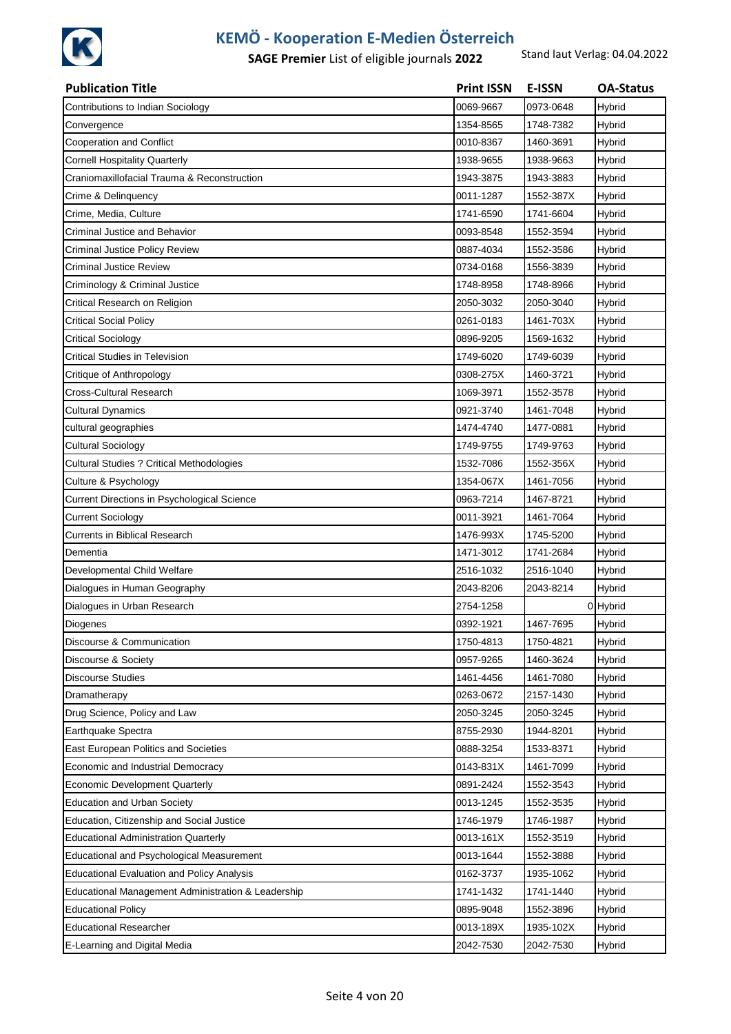# KEMÖ - Kooperation E-Medien Österreich

**SAGE Premier** List of eligible journals **2022**

Stand laut Verlag: 04.04.2022

| Publication Title | Print ISSN | E-ISSN | OA-Status |
|---|---|---|---|
| Contributions to Indian Sociology | 0069-9667 | 0973-0648 | Hybrid |
| Convergence | 1354-8565 | 1748-7382 | Hybrid |
| Cooperation and Conflict | 0010-8367 | 1460-3691 | Hybrid |
| Cornell Hospitality Quarterly | 1938-9655 | 1938-9663 | Hybrid |
| Craniomaxillofacial Trauma & Reconstruction | 1943-3875 | 1943-3883 | Hybrid |
| Crime & Delinquency | 0011-1287 | 1552-387X | Hybrid |
| Crime, Media, Culture | 1741-6590 | 1741-6604 | Hybrid |
| Criminal Justice and Behavior | 0093-8548 | 1552-3594 | Hybrid |
| Criminal Justice Policy Review | 0887-4034 | 1552-3586 | Hybrid |
| Criminal Justice Review | 0734-0168 | 1556-3839 | Hybrid |
| Criminology & Criminal Justice | 1748-8958 | 1748-8966 | Hybrid |
| Critical Research on Religion | 2050-3032 | 2050-3040 | Hybrid |
| Critical Social Policy | 0261-0183 | 1461-703X | Hybrid |
| Critical Sociology | 0896-9205 | 1569-1632 | Hybrid |
| Critical Studies in Television | 1749-6020 | 1749-6039 | Hybrid |
| Critique of Anthropology | 0308-275X | 1460-3721 | Hybrid |
| Cross-Cultural Research | 1069-3971 | 1552-3578 | Hybrid |
| Cultural Dynamics | 0921-3740 | 1461-7048 | Hybrid |
| cultural geographies | 1474-4740 | 1477-0881 | Hybrid |
| Cultural Sociology | 1749-9755 | 1749-9763 | Hybrid |
| Cultural Studies ? Critical Methodologies | 1532-7086 | 1552-356X | Hybrid |
| Culture & Psychology | 1354-067X | 1461-7056 | Hybrid |
| Current Directions in Psychological Science | 0963-7214 | 1467-8721 | Hybrid |
| Current Sociology | 0011-3921 | 1461-7064 | Hybrid |
| Currents in Biblical Research | 1476-993X | 1745-5200 | Hybrid |
| Dementia | 1471-3012 | 1741-2684 | Hybrid |
| Developmental Child Welfare | 2516-1032 | 2516-1040 | Hybrid |
| Dialogues in Human Geography | 2043-8206 | 2043-8214 | Hybrid |
| Dialogues in Urban Research | 2754-1258 | 0 | Hybrid |
| Diogenes | 0392-1921 | 1467-7695 | Hybrid |
| Discourse & Communication | 1750-4813 | 1750-4821 | Hybrid |
| Discourse & Society | 0957-9265 | 1460-3624 | Hybrid |
| Discourse Studies | 1461-4456 | 1461-7080 | Hybrid |
| Dramatherapy | 0263-0672 | 2157-1430 | Hybrid |
| Drug Science, Policy and Law | 2050-3245 | 2050-3245 | Hybrid |
| Earthquake Spectra | 8755-2930 | 1944-8201 | Hybrid |
| East European Politics and Societies | 0888-3254 | 1533-8371 | Hybrid |
| Economic and Industrial Democracy | 0143-831X | 1461-7099 | Hybrid |
| Economic Development Quarterly | 0891-2424 | 1552-3543 | Hybrid |
| Education and Urban Society | 0013-1245 | 1552-3535 | Hybrid |
| Education, Citizenship and Social Justice | 1746-1979 | 1746-1987 | Hybrid |
| Educational Administration Quarterly | 0013-161X | 1552-3519 | Hybrid |
| Educational and Psychological Measurement | 0013-1644 | 1552-3888 | Hybrid |
| Educational Evaluation and Policy Analysis | 0162-3737 | 1935-1062 | Hybrid |
| Educational Management Administration & Leadership | 1741-1432 | 1741-1440 | Hybrid |
| Educational Policy | 0895-9048 | 1552-3896 | Hybrid |
| Educational Researcher | 0013-189X | 1935-102X | Hybrid |
| E-Learning and Digital Media | 2042-7530 | 2042-7530 | Hybrid |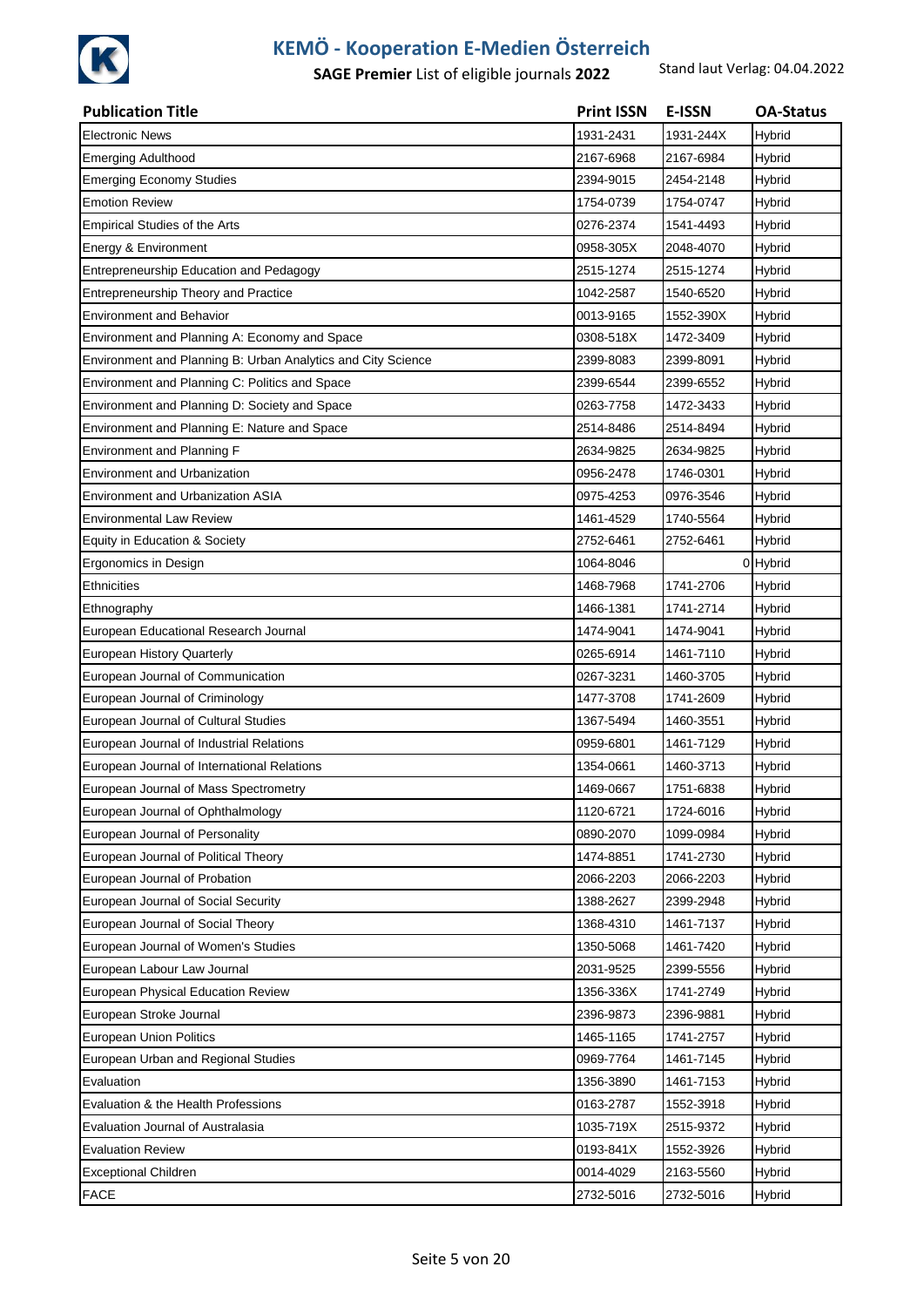# KEMÖ - Kooperation E-Medien Österreich

**SAGE Premier** List of eligible journals **2022**

Stand laut Verlag: 04.04.2022

| Publication Title | Print ISSN | E-ISSN | OA-Status |
|---|---|---|---|
| Electronic News | 1931-2431 | 1931-244X | Hybrid |
| Emerging Adulthood | 2167-6968 | 2167-6984 | Hybrid |
| Emerging Economy Studies | 2394-9015 | 2454-2148 | Hybrid |
| Emotion Review | 1754-0739 | 1754-0747 | Hybrid |
| Empirical Studies of the Arts | 0276-2374 | 1541-4493 | Hybrid |
| Energy & Environment | 0958-305X | 2048-4070 | Hybrid |
| Entrepreneurship Education and Pedagogy | 2515-1274 | 2515-1274 | Hybrid |
| Entrepreneurship Theory and Practice | 1042-2587 | 1540-6520 | Hybrid |
| Environment and Behavior | 0013-9165 | 1552-390X | Hybrid |
| Environment and Planning A: Economy and Space | 0308-518X | 1472-3409 | Hybrid |
| Environment and Planning B: Urban Analytics and City Science | 2399-8083 | 2399-8091 | Hybrid |
| Environment and Planning C: Politics and Space | 2399-6544 | 2399-6552 | Hybrid |
| Environment and Planning D: Society and Space | 0263-7758 | 1472-3433 | Hybrid |
| Environment and Planning E: Nature and Space | 2514-8486 | 2514-8494 | Hybrid |
| Environment and Planning F | 2634-9825 | 2634-9825 | Hybrid |
| Environment and Urbanization | 0956-2478 | 1746-0301 | Hybrid |
| Environment and Urbanization ASIA | 0975-4253 | 0976-3546 | Hybrid |
| Environmental Law Review | 1461-4529 | 1740-5564 | Hybrid |
| Equity in Education & Society | 2752-6461 | 2752-6461 | Hybrid |
| Ergonomics in Design | 1064-8046 | 0 | Hybrid |
| Ethnicities | 1468-7968 | 1741-2706 | Hybrid |
| Ethnography | 1466-1381 | 1741-2714 | Hybrid |
| European Educational Research Journal | 1474-9041 | 1474-9041 | Hybrid |
| European History Quarterly | 0265-6914 | 1461-7110 | Hybrid |
| European Journal of Communication | 0267-3231 | 1460-3705 | Hybrid |
| European Journal of Criminology | 1477-3708 | 1741-2609 | Hybrid |
| European Journal of Cultural Studies | 1367-5494 | 1460-3551 | Hybrid |
| European Journal of Industrial Relations | 0959-6801 | 1461-7129 | Hybrid |
| European Journal of International Relations | 1354-0661 | 1460-3713 | Hybrid |
| European Journal of Mass Spectrometry | 1469-0667 | 1751-6838 | Hybrid |
| European Journal of Ophthalmology | 1120-6721 | 1724-6016 | Hybrid |
| European Journal of Personality | 0890-2070 | 1099-0984 | Hybrid |
| European Journal of Political Theory | 1474-8851 | 1741-2730 | Hybrid |
| European Journal of Probation | 2066-2203 | 2066-2203 | Hybrid |
| European Journal of Social Security | 1388-2627 | 2399-2948 | Hybrid |
| European Journal of Social Theory | 1368-4310 | 1461-7137 | Hybrid |
| European Journal of Women's Studies | 1350-5068 | 1461-7420 | Hybrid |
| European Labour Law Journal | 2031-9525 | 2399-5556 | Hybrid |
| European Physical Education Review | 1356-336X | 1741-2749 | Hybrid |
| European Stroke Journal | 2396-9873 | 2396-9881 | Hybrid |
| European Union Politics | 1465-1165 | 1741-2757 | Hybrid |
| European Urban and Regional Studies | 0969-7764 | 1461-7145 | Hybrid |
| Evaluation | 1356-3890 | 1461-7153 | Hybrid |
| Evaluation & the Health Professions | 0163-2787 | 1552-3918 | Hybrid |
| Evaluation Journal of Australasia | 1035-719X | 2515-9372 | Hybrid |
| Evaluation Review | 0193-841X | 1552-3926 | Hybrid |
| Exceptional Children | 0014-4029 | 2163-5560 | Hybrid |
| FACE | 2732-5016 | 2732-5016 | Hybrid |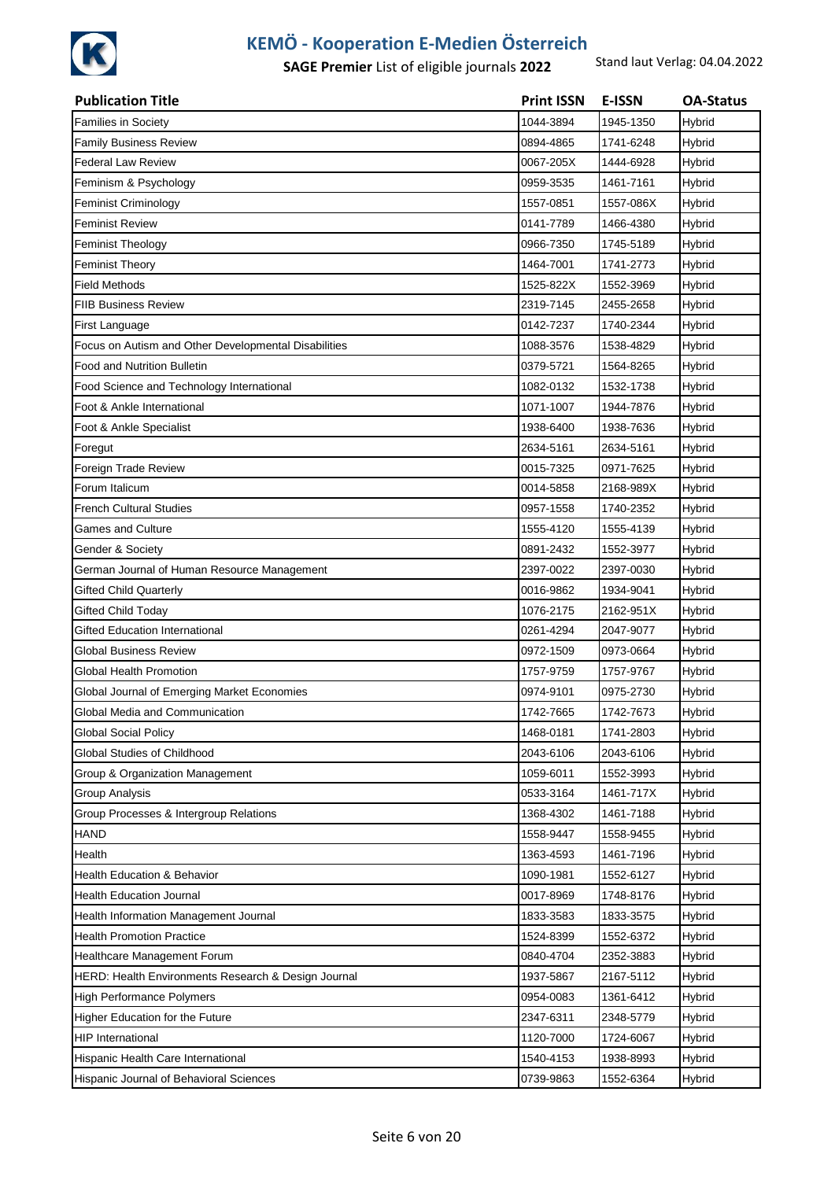| Publication Title | Print ISSN | E-ISSN | OA-Status |
|---|---|---|---|
| Families in Society | 1044-3894 | 1945-1350 | Hybrid |
| Family Business Review | 0894-4865 | 1741-6248 | Hybrid |
| Federal Law Review | 0067-205X | 1444-6928 | Hybrid |
| Feminism & Psychology | 0959-3535 | 1461-7161 | Hybrid |
| Feminist Criminology | 1557-0851 | 1557-086X | Hybrid |
| Feminist Review | 0141-7789 | 1466-4380 | Hybrid |
| Feminist Theology | 0966-7350 | 1745-5189 | Hybrid |
| Feminist Theory | 1464-7001 | 1741-2773 | Hybrid |
| Field Methods | 1525-822X | 1552-3969 | Hybrid |
| FIIB Business Review | 2319-7145 | 2455-2658 | Hybrid |
| First Language | 0142-7237 | 1740-2344 | Hybrid |
| Focus on Autism and Other Developmental Disabilities | 1088-3576 | 1538-4829 | Hybrid |
| Food and Nutrition Bulletin | 0379-5721 | 1564-8265 | Hybrid |
| Food Science and Technology International | 1082-0132 | 1532-1738 | Hybrid |
| Foot & Ankle International | 1071-1007 | 1944-7876 | Hybrid |
| Foot & Ankle Specialist | 1938-6400 | 1938-7636 | Hybrid |
| Foregut | 2634-5161 | 2634-5161 | Hybrid |
| Foreign Trade Review | 0015-7325 | 0971-7625 | Hybrid |
| Forum Italicum | 0014-5858 | 2168-989X | Hybrid |
| French Cultural Studies | 0957-1558 | 1740-2352 | Hybrid |
| Games and Culture | 1555-4120 | 1555-4139 | Hybrid |
| Gender & Society | 0891-2432 | 1552-3977 | Hybrid |
| German Journal of Human Resource Management | 2397-0022 | 2397-0030 | Hybrid |
| Gifted Child Quarterly | 0016-9862 | 1934-9041 | Hybrid |
| Gifted Child Today | 1076-2175 | 2162-951X | Hybrid |
| Gifted Education International | 0261-4294 | 2047-9077 | Hybrid |
| Global Business Review | 0972-1509 | 0973-0664 | Hybrid |
| Global Health Promotion | 1757-9759 | 1757-9767 | Hybrid |
| Global Journal of Emerging Market Economies | 0974-9101 | 0975-2730 | Hybrid |
| Global Media and Communication | 1742-7665 | 1742-7673 | Hybrid |
| Global Social Policy | 1468-0181 | 1741-2803 | Hybrid |
| Global Studies of Childhood | 2043-6106 | 2043-6106 | Hybrid |
| Group & Organization Management | 1059-6011 | 1552-3993 | Hybrid |
| Group Analysis | 0533-3164 | 1461-717X | Hybrid |
| Group Processes & Intergroup Relations | 1368-4302 | 1461-7188 | Hybrid |
| HAND | 1558-9447 | 1558-9455 | Hybrid |
| Health | 1363-4593 | 1461-7196 | Hybrid |
| Health Education & Behavior | 1090-1981 | 1552-6127 | Hybrid |
| Health Education Journal | 0017-8969 | 1748-8176 | Hybrid |
| Health Information Management Journal | 1833-3583 | 1833-3575 | Hybrid |
| Health Promotion Practice | 1524-8399 | 1552-6372 | Hybrid |
| Healthcare Management Forum | 0840-4704 | 2352-3883 | Hybrid |
| HERD: Health Environments Research & Design Journal | 1937-5867 | 2167-5112 | Hybrid |
| High Performance Polymers | 0954-0083 | 1361-6412 | Hybrid |
| Higher Education for the Future | 2347-6311 | 2348-5779 | Hybrid |
| HIP International | 1120-7000 | 1724-6067 | Hybrid |
| Hispanic Health Care International | 1540-4153 | 1938-8993 | Hybrid |
| Hispanic Journal of Behavioral Sciences | 0739-9863 | 1552-6364 | Hybrid |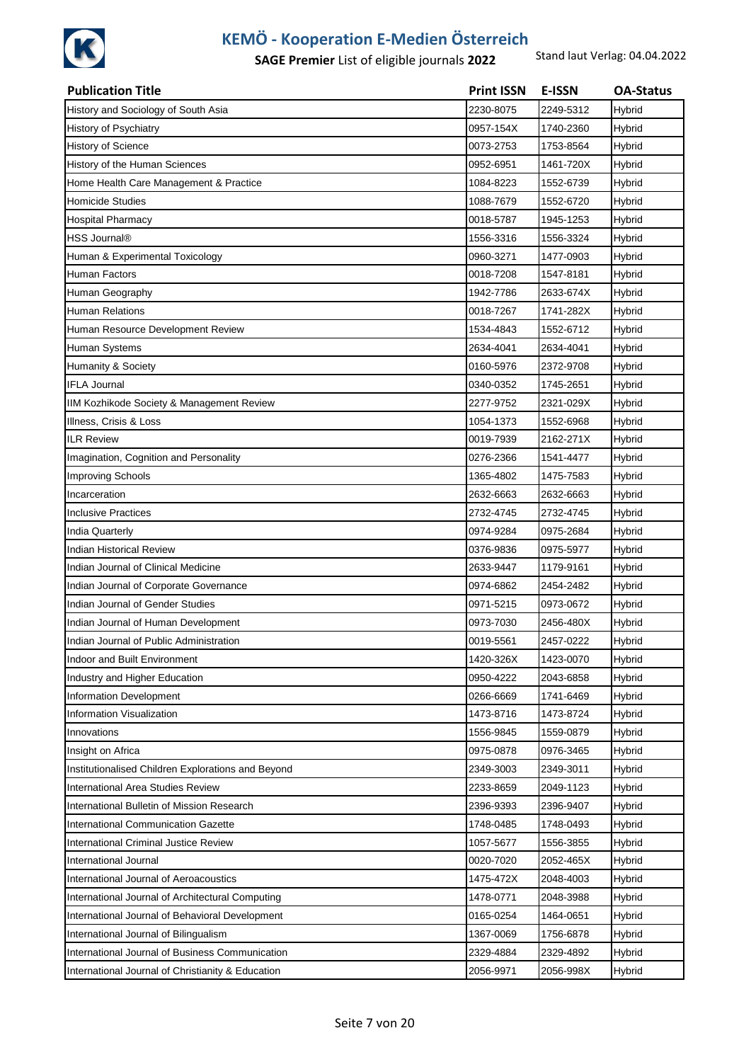# KEMÖ - Kooperation E-Medien Österreich

**SAGE Premier** List of eligible journals **2022**

Stand laut Verlag: 04.04.2022

| Publication Title | Print ISSN | E-ISSN | OA-Status |
|---|---|---|---|
| History and Sociology of South Asia | 2230-8075 | 2249-5312 | Hybrid |
| History of Psychiatry | 0957-154X | 1740-2360 | Hybrid |
| History of Science | 0073-2753 | 1753-8564 | Hybrid |
| History of the Human Sciences | 0952-6951 | 1461-720X | Hybrid |
| Home Health Care Management & Practice | 1084-8223 | 1552-6739 | Hybrid |
| Homicide Studies | 1088-7679 | 1552-6720 | Hybrid |
| Hospital Pharmacy | 0018-5787 | 1945-1253 | Hybrid |
| HSS Journal® | 1556-3316 | 1556-3324 | Hybrid |
| Human & Experimental Toxicology | 0960-3271 | 1477-0903 | Hybrid |
| Human Factors | 0018-7208 | 1547-8181 | Hybrid |
| Human Geography | 1942-7786 | 2633-674X | Hybrid |
| Human Relations | 0018-7267 | 1741-282X | Hybrid |
| Human Resource Development Review | 1534-4843 | 1552-6712 | Hybrid |
| Human Systems | 2634-4041 | 2634-4041 | Hybrid |
| Humanity & Society | 0160-5976 | 2372-9708 | Hybrid |
| IFLA Journal | 0340-0352 | 1745-2651 | Hybrid |
| IIM Kozhikode Society & Management Review | 2277-9752 | 2321-029X | Hybrid |
| Illness, Crisis & Loss | 1054-1373 | 1552-6968 | Hybrid |
| ILR Review | 0019-7939 | 2162-271X | Hybrid |
| Imagination, Cognition and Personality | 0276-2366 | 1541-4477 | Hybrid |
| Improving Schools | 1365-4802 | 1475-7583 | Hybrid |
| Incarceration | 2632-6663 | 2632-6663 | Hybrid |
| Inclusive Practices | 2732-4745 | 2732-4745 | Hybrid |
| India Quarterly | 0974-9284 | 0975-2684 | Hybrid |
| Indian Historical Review | 0376-9836 | 0975-5977 | Hybrid |
| Indian Journal of Clinical Medicine | 2633-9447 | 1179-9161 | Hybrid |
| Indian Journal of Corporate Governance | 0974-6862 | 2454-2482 | Hybrid |
| Indian Journal of Gender Studies | 0971-5215 | 0973-0672 | Hybrid |
| Indian Journal of Human Development | 0973-7030 | 2456-480X | Hybrid |
| Indian Journal of Public Administration | 0019-5561 | 2457-0222 | Hybrid |
| Indoor and Built Environment | 1420-326X | 1423-0070 | Hybrid |
| Industry and Higher Education | 0950-4222 | 2043-6858 | Hybrid |
| Information Development | 0266-6669 | 1741-6469 | Hybrid |
| Information Visualization | 1473-8716 | 1473-8724 | Hybrid |
| Innovations | 1556-9845 | 1559-0879 | Hybrid |
| Insight on Africa | 0975-0878 | 0976-3465 | Hybrid |
| Institutionalised Children Explorations and Beyond | 2349-3003 | 2349-3011 | Hybrid |
| International Area Studies Review | 2233-8659 | 2049-1123 | Hybrid |
| International Bulletin of Mission Research | 2396-9393 | 2396-9407 | Hybrid |
| International Communication Gazette | 1748-0485 | 1748-0493 | Hybrid |
| International Criminal Justice Review | 1057-5677 | 1556-3855 | Hybrid |
| International Journal | 0020-7020 | 2052-465X | Hybrid |
| International Journal of Aeroacoustics | 1475-472X | 2048-4003 | Hybrid |
| International Journal of Architectural Computing | 1478-0771 | 2048-3988 | Hybrid |
| International Journal of Behavioral Development | 0165-0254 | 1464-0651 | Hybrid |
| International Journal of Bilingualism | 1367-0069 | 1756-6878 | Hybrid |
| International Journal of Business Communication | 2329-4884 | 2329-4892 | Hybrid |
| International Journal of Christianity & Education | 2056-9971 | 2056-998X | Hybrid |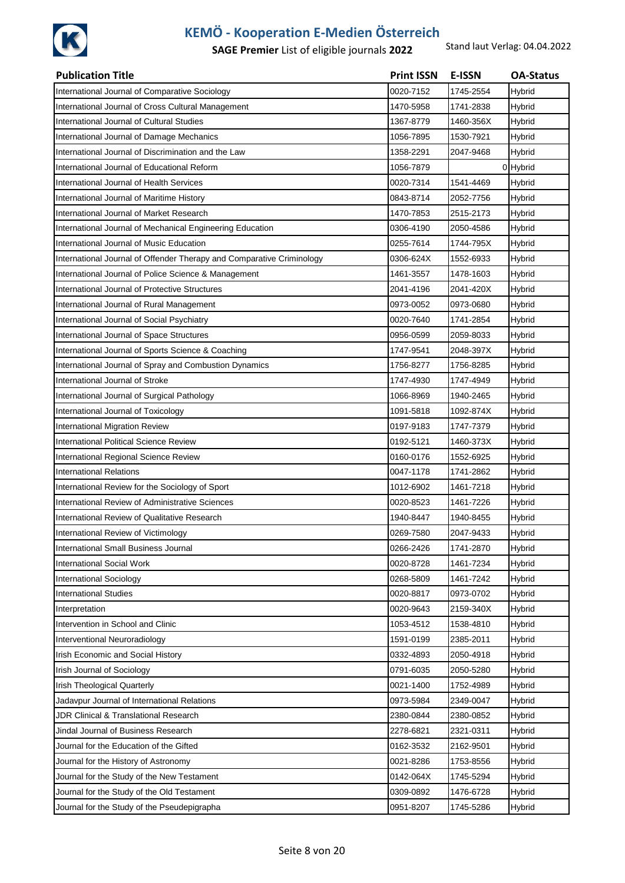# KEMÖ - Kooperation E-Medien Österreich

**SAGE Premier** List of eligible journals **2022**

Stand laut Verlag: 04.04.2022

| Publication Title | Print ISSN | E-ISSN | OA-Status |
|---|---|---|---|
| International Journal of Comparative Sociology | 0020-7152 | 1745-2554 | Hybrid |
| International Journal of Cross Cultural Management | 1470-5958 | 1741-2838 | Hybrid |
| International Journal of Cultural Studies | 1367-8779 | 1460-356X | Hybrid |
| International Journal of Damage Mechanics | 1056-7895 | 1530-7921 | Hybrid |
| International Journal of Discrimination and the Law | 1358-2291 | 2047-9468 | Hybrid |
| International Journal of Educational Reform | 1056-7879 | 0 | Hybrid |
| International Journal of Health Services | 0020-7314 | 1541-4469 | Hybrid |
| International Journal of Maritime History | 0843-8714 | 2052-7756 | Hybrid |
| International Journal of Market Research | 1470-7853 | 2515-2173 | Hybrid |
| International Journal of Mechanical Engineering Education | 0306-4190 | 2050-4586 | Hybrid |
| International Journal of Music Education | 0255-7614 | 1744-795X | Hybrid |
| International Journal of Offender Therapy and Comparative Criminology | 0306-624X | 1552-6933 | Hybrid |
| International Journal of Police Science & Management | 1461-3557 | 1478-1603 | Hybrid |
| International Journal of Protective Structures | 2041-4196 | 2041-420X | Hybrid |
| International Journal of Rural Management | 0973-0052 | 0973-0680 | Hybrid |
| International Journal of Social Psychiatry | 0020-7640 | 1741-2854 | Hybrid |
| International Journal of Space Structures | 0956-0599 | 2059-8033 | Hybrid |
| International Journal of Sports Science & Coaching | 1747-9541 | 2048-397X | Hybrid |
| International Journal of Spray and Combustion Dynamics | 1756-8277 | 1756-8285 | Hybrid |
| International Journal of Stroke | 1747-4930 | 1747-4949 | Hybrid |
| International Journal of Surgical Pathology | 1066-8969 | 1940-2465 | Hybrid |
| International Journal of Toxicology | 1091-5818 | 1092-874X | Hybrid |
| International Migration Review | 0197-9183 | 1747-7379 | Hybrid |
| International Political Science Review | 0192-5121 | 1460-373X | Hybrid |
| International Regional Science Review | 0160-0176 | 1552-6925 | Hybrid |
| International Relations | 0047-1178 | 1741-2862 | Hybrid |
| International Review for the Sociology of Sport | 1012-6902 | 1461-7218 | Hybrid |
| International Review of Administrative Sciences | 0020-8523 | 1461-7226 | Hybrid |
| International Review of Qualitative Research | 1940-8447 | 1940-8455 | Hybrid |
| International Review of Victimology | 0269-7580 | 2047-9433 | Hybrid |
| International Small Business Journal | 0266-2426 | 1741-2870 | Hybrid |
| International Social Work | 0020-8728 | 1461-7234 | Hybrid |
| International Sociology | 0268-5809 | 1461-7242 | Hybrid |
| International Studies | 0020-8817 | 0973-0702 | Hybrid |
| Interpretation | 0020-9643 | 2159-340X | Hybrid |
| Intervention in School and Clinic | 1053-4512 | 1538-4810 | Hybrid |
| Interventional Neuroradiology | 1591-0199 | 2385-2011 | Hybrid |
| Irish Economic and Social History | 0332-4893 | 2050-4918 | Hybrid |
| Irish Journal of Sociology | 0791-6035 | 2050-5280 | Hybrid |
| Irish Theological Quarterly | 0021-1400 | 1752-4989 | Hybrid |
| Jadavpur Journal of International Relations | 0973-5984 | 2349-0047 | Hybrid |
| JDR Clinical & Translational Research | 2380-0844 | 2380-0852 | Hybrid |
| Jindal Journal of Business Research | 2278-6821 | 2321-0311 | Hybrid |
| Journal for the Education of the Gifted | 0162-3532 | 2162-9501 | Hybrid |
| Journal for the History of Astronomy | 0021-8286 | 1753-8556 | Hybrid |
| Journal for the Study of the New Testament | 0142-064X | 1745-5294 | Hybrid |
| Journal for the Study of the Old Testament | 0309-0892 | 1476-6728 | Hybrid |
| Journal for the Study of the Pseudepigrapha | 0951-8207 | 1745-5286 | Hybrid |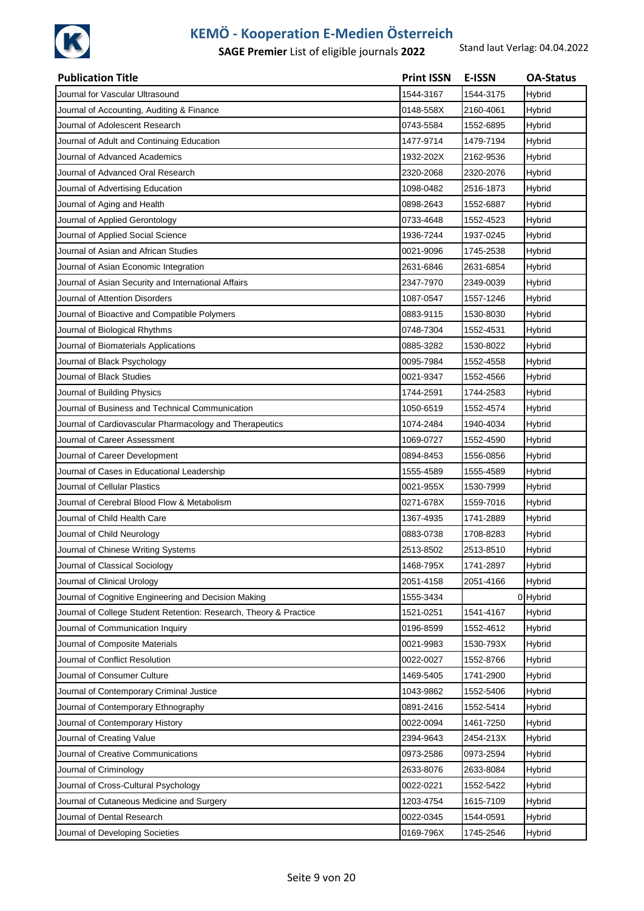# KEMÖ - Kooperation E-Medien Österreich

**SAGE Premier** List of eligible journals **2022** Stand laut Verlag: 04.04.2022

| Publication Title | Print ISSN | E-ISSN | OA-Status |
|---|---|---|---|
| Journal for Vascular Ultrasound | 1544-3167 | 1544-3175 | Hybrid |
| Journal of Accounting, Auditing & Finance | 0148-558X | 2160-4061 | Hybrid |
| Journal of Adolescent Research | 0743-5584 | 1552-6895 | Hybrid |
| Journal of Adult and Continuing Education | 1477-9714 | 1479-7194 | Hybrid |
| Journal of Advanced Academics | 1932-202X | 2162-9536 | Hybrid |
| Journal of Advanced Oral Research | 2320-2068 | 2320-2076 | Hybrid |
| Journal of Advertising Education | 1098-0482 | 2516-1873 | Hybrid |
| Journal of Aging and Health | 0898-2643 | 1552-6887 | Hybrid |
| Journal of Applied Gerontology | 0733-4648 | 1552-4523 | Hybrid |
| Journal of Applied Social Science | 1936-7244 | 1937-0245 | Hybrid |
| Journal of Asian and African Studies | 0021-9096 | 1745-2538 | Hybrid |
| Journal of Asian Economic Integration | 2631-6846 | 2631-6854 | Hybrid |
| Journal of Asian Security and International Affairs | 2347-7970 | 2349-0039 | Hybrid |
| Journal of Attention Disorders | 1087-0547 | 1557-1246 | Hybrid |
| Journal of Bioactive and Compatible Polymers | 0883-9115 | 1530-8030 | Hybrid |
| Journal of Biological Rhythms | 0748-7304 | 1552-4531 | Hybrid |
| Journal of Biomaterials Applications | 0885-3282 | 1530-8022 | Hybrid |
| Journal of Black Psychology | 0095-7984 | 1552-4558 | Hybrid |
| Journal of Black Studies | 0021-9347 | 1552-4566 | Hybrid |
| Journal of Building Physics | 1744-2591 | 1744-2583 | Hybrid |
| Journal of Business and Technical Communication | 1050-6519 | 1552-4574 | Hybrid |
| Journal of Cardiovascular Pharmacology and Therapeutics | 1074-2484 | 1940-4034 | Hybrid |
| Journal of Career Assessment | 1069-0727 | 1552-4590 | Hybrid |
| Journal of Career Development | 0894-8453 | 1556-0856 | Hybrid |
| Journal of Cases in Educational Leadership | 1555-4589 | 1555-4589 | Hybrid |
| Journal of Cellular Plastics | 0021-955X | 1530-7999 | Hybrid |
| Journal of Cerebral Blood Flow & Metabolism | 0271-678X | 1559-7016 | Hybrid |
| Journal of Child Health Care | 1367-4935 | 1741-2889 | Hybrid |
| Journal of Child Neurology | 0883-0738 | 1708-8283 | Hybrid |
| Journal of Chinese Writing Systems | 2513-8502 | 2513-8510 | Hybrid |
| Journal of Classical Sociology | 1468-795X | 1741-2897 | Hybrid |
| Journal of Clinical Urology | 2051-4158 | 2051-4166 | Hybrid |
| Journal of Cognitive Engineering and Decision Making | 1555-3434 | 0 | Hybrid |
| Journal of College Student Retention: Research, Theory & Practice | 1521-0251 | 1541-4167 | Hybrid |
| Journal of Communication Inquiry | 0196-8599 | 1552-4612 | Hybrid |
| Journal of Composite Materials | 0021-9983 | 1530-793X | Hybrid |
| Journal of Conflict Resolution | 0022-0027 | 1552-8766 | Hybrid |
| Journal of Consumer Culture | 1469-5405 | 1741-2900 | Hybrid |
| Journal of Contemporary Criminal Justice | 1043-9862 | 1552-5406 | Hybrid |
| Journal of Contemporary Ethnography | 0891-2416 | 1552-5414 | Hybrid |
| Journal of Contemporary History | 0022-0094 | 1461-7250 | Hybrid |
| Journal of Creating Value | 2394-9643 | 2454-213X | Hybrid |
| Journal of Creative Communications | 0973-2586 | 0973-2594 | Hybrid |
| Journal of Criminology | 2633-8076 | 2633-8084 | Hybrid |
| Journal of Cross-Cultural Psychology | 0022-0221 | 1552-5422 | Hybrid |
| Journal of Cutaneous Medicine and Surgery | 1203-4754 | 1615-7109 | Hybrid |
| Journal of Dental Research | 0022-0345 | 1544-0591 | Hybrid |
| Journal of Developing Societies | 0169-796X | 1745-2546 | Hybrid |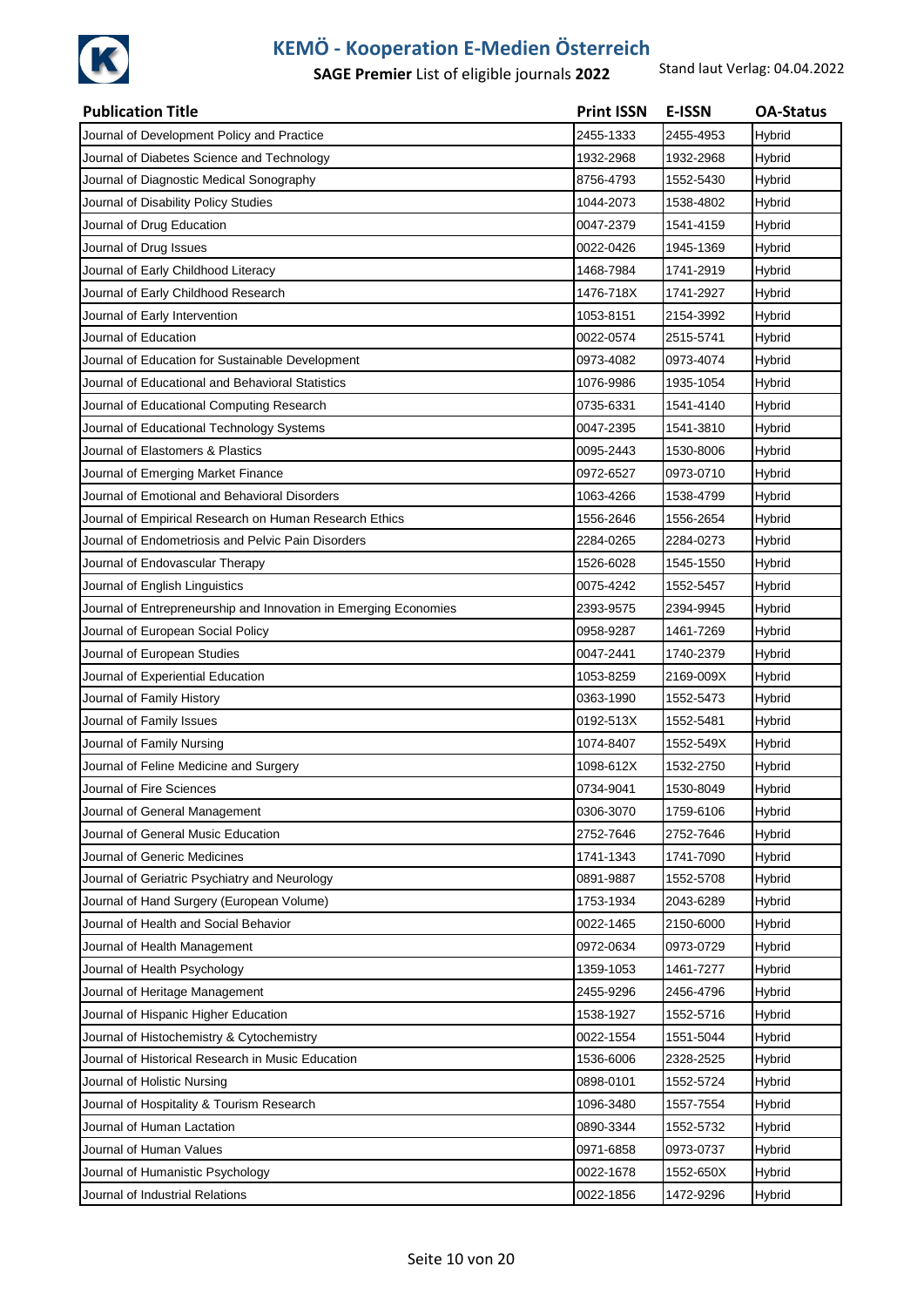# KEMÖ - Kooperation E-Medien Österreich

**SAGE Premier** List of eligible journals **2022**

Stand laut Verlag: 04.04.2022

| Publication Title | Print ISSN | E-ISSN | OA-Status |
|---|---|---|---|
| Journal of Development Policy and Practice | 2455-1333 | 2455-4953 | Hybrid |
| Journal of Diabetes Science and Technology | 1932-2968 | 1932-2968 | Hybrid |
| Journal of Diagnostic Medical Sonography | 8756-4793 | 1552-5430 | Hybrid |
| Journal of Disability Policy Studies | 1044-2073 | 1538-4802 | Hybrid |
| Journal of Drug Education | 0047-2379 | 1541-4159 | Hybrid |
| Journal of Drug Issues | 0022-0426 | 1945-1369 | Hybrid |
| Journal of Early Childhood Literacy | 1468-7984 | 1741-2919 | Hybrid |
| Journal of Early Childhood Research | 1476-718X | 1741-2927 | Hybrid |
| Journal of Early Intervention | 1053-8151 | 2154-3992 | Hybrid |
| Journal of Education | 0022-0574 | 2515-5741 | Hybrid |
| Journal of Education for Sustainable Development | 0973-4082 | 0973-4074 | Hybrid |
| Journal of Educational and Behavioral Statistics | 1076-9986 | 1935-1054 | Hybrid |
| Journal of Educational Computing Research | 0735-6331 | 1541-4140 | Hybrid |
| Journal of Educational Technology Systems | 0047-2395 | 1541-3810 | Hybrid |
| Journal of Elastomers & Plastics | 0095-2443 | 1530-8006 | Hybrid |
| Journal of Emerging Market Finance | 0972-6527 | 0973-0710 | Hybrid |
| Journal of Emotional and Behavioral Disorders | 1063-4266 | 1538-4799 | Hybrid |
| Journal of Empirical Research on Human Research Ethics | 1556-2646 | 1556-2654 | Hybrid |
| Journal of Endometriosis and Pelvic Pain Disorders | 2284-0265 | 2284-0273 | Hybrid |
| Journal of Endovascular Therapy | 1526-6028 | 1545-1550 | Hybrid |
| Journal of English Linguistics | 0075-4242 | 1552-5457 | Hybrid |
| Journal of Entrepreneurship and Innovation in Emerging Economies | 2393-9575 | 2394-9945 | Hybrid |
| Journal of European Social Policy | 0958-9287 | 1461-7269 | Hybrid |
| Journal of European Studies | 0047-2441 | 1740-2379 | Hybrid |
| Journal of Experiential Education | 1053-8259 | 2169-009X | Hybrid |
| Journal of Family History | 0363-1990 | 1552-5473 | Hybrid |
| Journal of Family Issues | 0192-513X | 1552-5481 | Hybrid |
| Journal of Family Nursing | 1074-8407 | 1552-549X | Hybrid |
| Journal of Feline Medicine and Surgery | 1098-612X | 1532-2750 | Hybrid |
| Journal of Fire Sciences | 0734-9041 | 1530-8049 | Hybrid |
| Journal of General Management | 0306-3070 | 1759-6106 | Hybrid |
| Journal of General Music Education | 2752-7646 | 2752-7646 | Hybrid |
| Journal of Generic Medicines | 1741-1343 | 1741-7090 | Hybrid |
| Journal of Geriatric Psychiatry and Neurology | 0891-9887 | 1552-5708 | Hybrid |
| Journal of Hand Surgery (European Volume) | 1753-1934 | 2043-6289 | Hybrid |
| Journal of Health and Social Behavior | 0022-1465 | 2150-6000 | Hybrid |
| Journal of Health Management | 0972-0634 | 0973-0729 | Hybrid |
| Journal of Health Psychology | 1359-1053 | 1461-7277 | Hybrid |
| Journal of Heritage Management | 2455-9296 | 2456-4796 | Hybrid |
| Journal of Hispanic Higher Education | 1538-1927 | 1552-5716 | Hybrid |
| Journal of Histochemistry & Cytochemistry | 0022-1554 | 1551-5044 | Hybrid |
| Journal of Historical Research in Music Education | 1536-6006 | 2328-2525 | Hybrid |
| Journal of Holistic Nursing | 0898-0101 | 1552-5724 | Hybrid |
| Journal of Hospitality & Tourism Research | 1096-3480 | 1557-7554 | Hybrid |
| Journal of Human Lactation | 0890-3344 | 1552-5732 | Hybrid |
| Journal of Human Values | 0971-6858 | 0973-0737 | Hybrid |
| Journal of Humanistic Psychology | 0022-1678 | 1552-650X | Hybrid |
| Journal of Industrial Relations | 0022-1856 | 1472-9296 | Hybrid |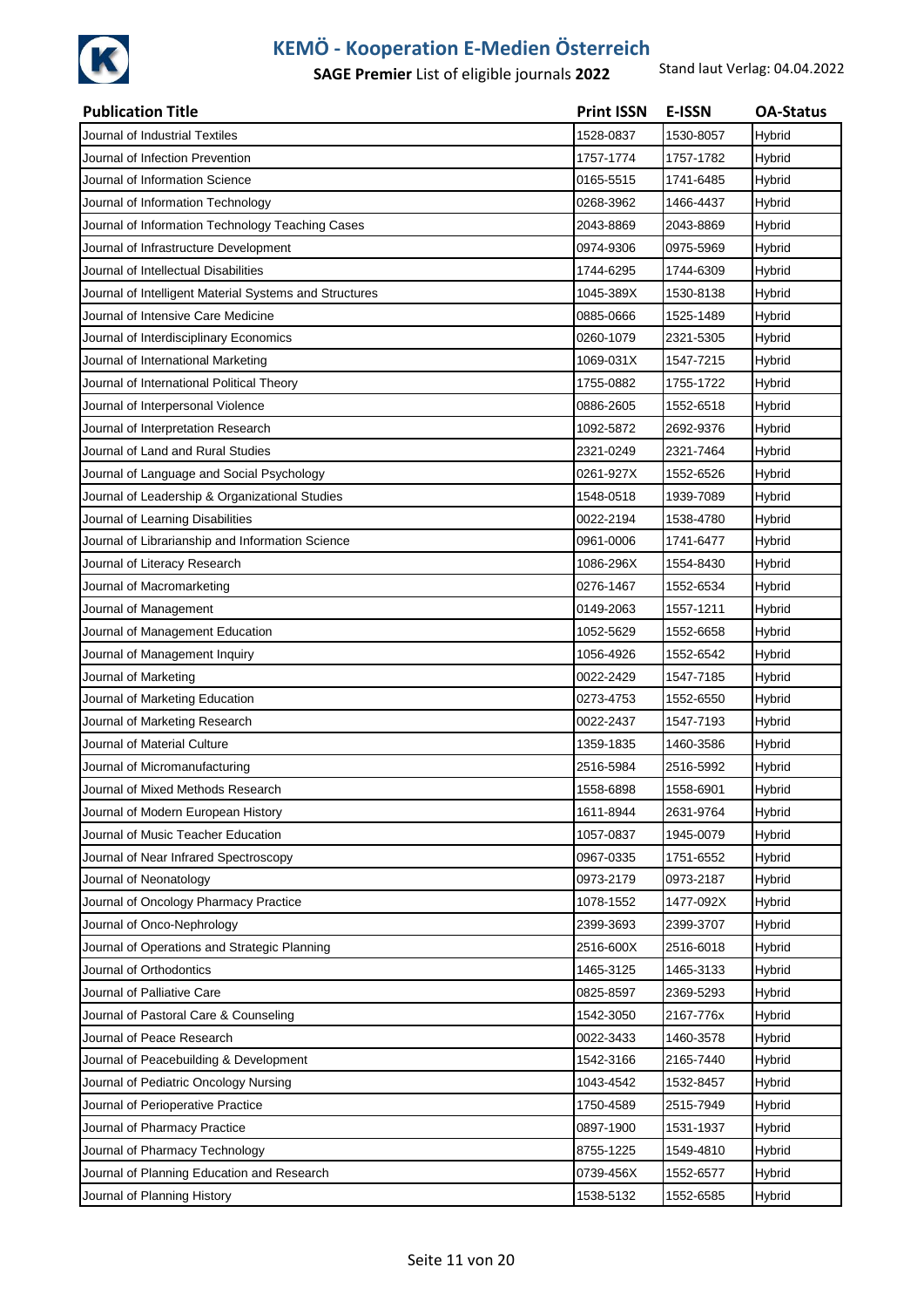# KEMÖ - Kooperation E-Medien Österreich

**SAGE Premier** List of eligible journals **2022**

Stand laut Verlag: 04.04.2022

| Publication Title | Print ISSN | E-ISSN | OA-Status |
|---|---|---|---|
| Journal of Industrial Textiles | 1528-0837 | 1530-8057 | Hybrid |
| Journal of Infection Prevention | 1757-1774 | 1757-1782 | Hybrid |
| Journal of Information Science | 0165-5515 | 1741-6485 | Hybrid |
| Journal of Information Technology | 0268-3962 | 1466-4437 | Hybrid |
| Journal of Information Technology Teaching Cases | 2043-8869 | 2043-8869 | Hybrid |
| Journal of Infrastructure Development | 0974-9306 | 0975-5969 | Hybrid |
| Journal of Intellectual Disabilities | 1744-6295 | 1744-6309 | Hybrid |
| Journal of Intelligent Material Systems and Structures | 1045-389X | 1530-8138 | Hybrid |
| Journal of Intensive Care Medicine | 0885-0666 | 1525-1489 | Hybrid |
| Journal of Interdisciplinary Economics | 0260-1079 | 2321-5305 | Hybrid |
| Journal of International Marketing | 1069-031X | 1547-7215 | Hybrid |
| Journal of International Political Theory | 1755-0882 | 1755-1722 | Hybrid |
| Journal of Interpersonal Violence | 0886-2605 | 1552-6518 | Hybrid |
| Journal of Interpretation Research | 1092-5872 | 2692-9376 | Hybrid |
| Journal of Land and Rural Studies | 2321-0249 | 2321-7464 | Hybrid |
| Journal of Language and Social Psychology | 0261-927X | 1552-6526 | Hybrid |
| Journal of Leadership & Organizational Studies | 1548-0518 | 1939-7089 | Hybrid |
| Journal of Learning Disabilities | 0022-2194 | 1538-4780 | Hybrid |
| Journal of Librarianship and Information Science | 0961-0006 | 1741-6477 | Hybrid |
| Journal of Literacy Research | 1086-296X | 1554-8430 | Hybrid |
| Journal of Macromarketing | 0276-1467 | 1552-6534 | Hybrid |
| Journal of Management | 0149-2063 | 1557-1211 | Hybrid |
| Journal of Management Education | 1052-5629 | 1552-6658 | Hybrid |
| Journal of Management Inquiry | 1056-4926 | 1552-6542 | Hybrid |
| Journal of Marketing | 0022-2429 | 1547-7185 | Hybrid |
| Journal of Marketing Education | 0273-4753 | 1552-6550 | Hybrid |
| Journal of Marketing Research | 0022-2437 | 1547-7193 | Hybrid |
| Journal of Material Culture | 1359-1835 | 1460-3586 | Hybrid |
| Journal of Micromanufacturing | 2516-5984 | 2516-5992 | Hybrid |
| Journal of Mixed Methods Research | 1558-6898 | 1558-6901 | Hybrid |
| Journal of Modern European History | 1611-8944 | 2631-9764 | Hybrid |
| Journal of Music Teacher Education | 1057-0837 | 1945-0079 | Hybrid |
| Journal of Near Infrared Spectroscopy | 0967-0335 | 1751-6552 | Hybrid |
| Journal of Neonatology | 0973-2179 | 0973-2187 | Hybrid |
| Journal of Oncology Pharmacy Practice | 1078-1552 | 1477-092X | Hybrid |
| Journal of Onco-Nephrology | 2399-3693 | 2399-3707 | Hybrid |
| Journal of Operations and Strategic Planning | 2516-600X | 2516-6018 | Hybrid |
| Journal of Orthodontics | 1465-3125 | 1465-3133 | Hybrid |
| Journal of Palliative Care | 0825-8597 | 2369-5293 | Hybrid |
| Journal of Pastoral Care & Counseling | 1542-3050 | 2167-776x | Hybrid |
| Journal of Peace Research | 0022-3433 | 1460-3578 | Hybrid |
| Journal of Peacebuilding & Development | 1542-3166 | 2165-7440 | Hybrid |
| Journal of Pediatric Oncology Nursing | 1043-4542 | 1532-8457 | Hybrid |
| Journal of Perioperative Practice | 1750-4589 | 2515-7949 | Hybrid |
| Journal of Pharmacy Practice | 0897-1900 | 1531-1937 | Hybrid |
| Journal of Pharmacy Technology | 8755-1225 | 1549-4810 | Hybrid |
| Journal of Planning Education and Research | 0739-456X | 1552-6577 | Hybrid |
| Journal of Planning History | 1538-5132 | 1552-6585 | Hybrid |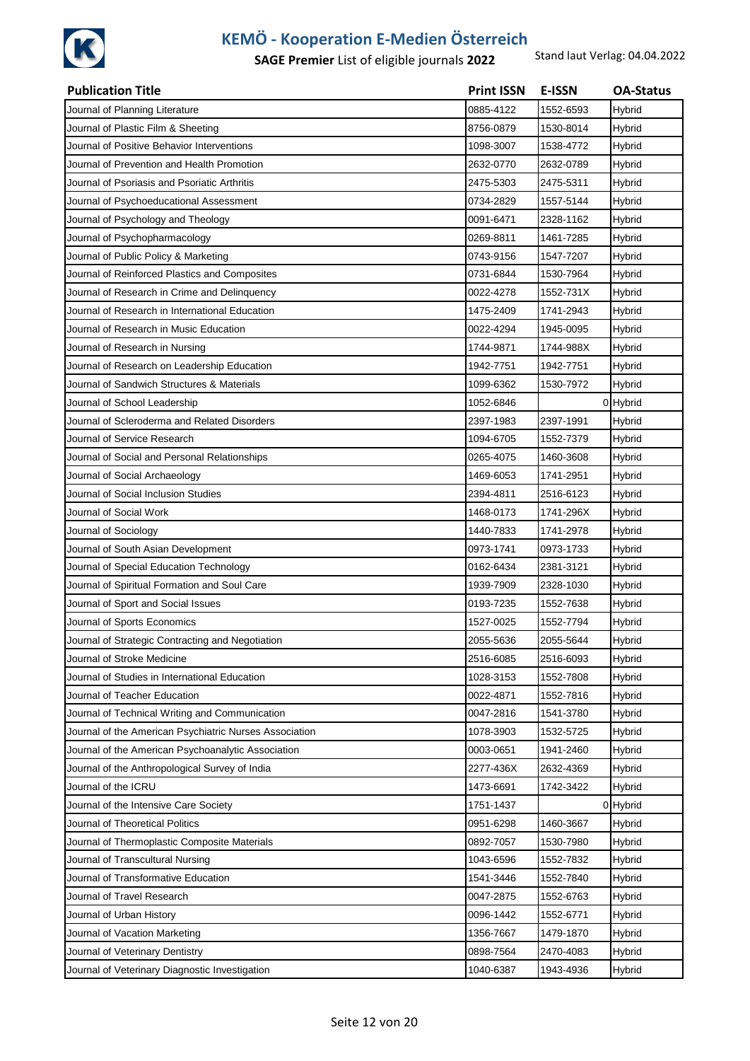# KEMÖ - Kooperation E-Medien Österreich

**SAGE Premier** List of eligible journals **2022**

Stand laut Verlag: 04.04.2022

| Publication Title | Print ISSN | E-ISSN | OA-Status |
|---|---|---|---|
| Journal of Planning Literature | 0885-4122 | 1552-6593 | Hybrid |
| Journal of Plastic Film & Sheeting | 8756-0879 | 1530-8014 | Hybrid |
| Journal of Positive Behavior Interventions | 1098-3007 | 1538-4772 | Hybrid |
| Journal of Prevention and Health Promotion | 2632-0770 | 2632-0789 | Hybrid |
| Journal of Psoriasis and Psoriatic Arthritis | 2475-5303 | 2475-5311 | Hybrid |
| Journal of Psychoeducational Assessment | 0734-2829 | 1557-5144 | Hybrid |
| Journal of Psychology and Theology | 0091-6471 | 2328-1162 | Hybrid |
| Journal of Psychopharmacology | 0269-8811 | 1461-7285 | Hybrid |
| Journal of Public Policy & Marketing | 0743-9156 | 1547-7207 | Hybrid |
| Journal of Reinforced Plastics and Composites | 0731-6844 | 1530-7964 | Hybrid |
| Journal of Research in Crime and Delinquency | 0022-4278 | 1552-731X | Hybrid |
| Journal of Research in International Education | 1475-2409 | 1741-2943 | Hybrid |
| Journal of Research in Music Education | 0022-4294 | 1945-0095 | Hybrid |
| Journal of Research in Nursing | 1744-9871 | 1744-988X | Hybrid |
| Journal of Research on Leadership Education | 1942-7751 | 1942-7751 | Hybrid |
| Journal of Sandwich Structures & Materials | 1099-6362 | 1530-7972 | Hybrid |
| Journal of School Leadership | 1052-6846 | 0 | Hybrid |
| Journal of Scleroderma and Related Disorders | 2397-1983 | 2397-1991 | Hybrid |
| Journal of Service Research | 1094-6705 | 1552-7379 | Hybrid |
| Journal of Social and Personal Relationships | 0265-4075 | 1460-3608 | Hybrid |
| Journal of Social Archaeology | 1469-6053 | 1741-2951 | Hybrid |
| Journal of Social Inclusion Studies | 2394-4811 | 2516-6123 | Hybrid |
| Journal of Social Work | 1468-0173 | 1741-296X | Hybrid |
| Journal of Sociology | 1440-7833 | 1741-2978 | Hybrid |
| Journal of South Asian Development | 0973-1741 | 0973-1733 | Hybrid |
| Journal of Special Education Technology | 0162-6434 | 2381-3121 | Hybrid |
| Journal of Spiritual Formation and Soul Care | 1939-7909 | 2328-1030 | Hybrid |
| Journal of Sport and Social Issues | 0193-7235 | 1552-7638 | Hybrid |
| Journal of Sports Economics | 1527-0025 | 1552-7794 | Hybrid |
| Journal of Strategic Contracting and Negotiation | 2055-5636 | 2055-5644 | Hybrid |
| Journal of Stroke Medicine | 2516-6085 | 2516-6093 | Hybrid |
| Journal of Studies in International Education | 1028-3153 | 1552-7808 | Hybrid |
| Journal of Teacher Education | 0022-4871 | 1552-7816 | Hybrid |
| Journal of Technical Writing and Communication | 0047-2816 | 1541-3780 | Hybrid |
| Journal of the American Psychiatric Nurses Association | 1078-3903 | 1532-5725 | Hybrid |
| Journal of the American Psychoanalytic Association | 0003-0651 | 1941-2460 | Hybrid |
| Journal of the Anthropological Survey of India | 2277-436X | 2632-4369 | Hybrid |
| Journal of the ICRU | 1473-6691 | 1742-3422 | Hybrid |
| Journal of the Intensive Care Society | 1751-1437 | 0 | Hybrid |
| Journal of Theoretical Politics | 0951-6298 | 1460-3667 | Hybrid |
| Journal of Thermoplastic Composite Materials | 0892-7057 | 1530-7980 | Hybrid |
| Journal of Transcultural Nursing | 1043-6596 | 1552-7832 | Hybrid |
| Journal of Transformative Education | 1541-3446 | 1552-7840 | Hybrid |
| Journal of Travel Research | 0047-2875 | 1552-6763 | Hybrid |
| Journal of Urban History | 0096-1442 | 1552-6771 | Hybrid |
| Journal of Vacation Marketing | 1356-7667 | 1479-1870 | Hybrid |
| Journal of Veterinary Dentistry | 0898-7564 | 2470-4083 | Hybrid |
| Journal of Veterinary Diagnostic Investigation | 1040-6387 | 1943-4936 | Hybrid |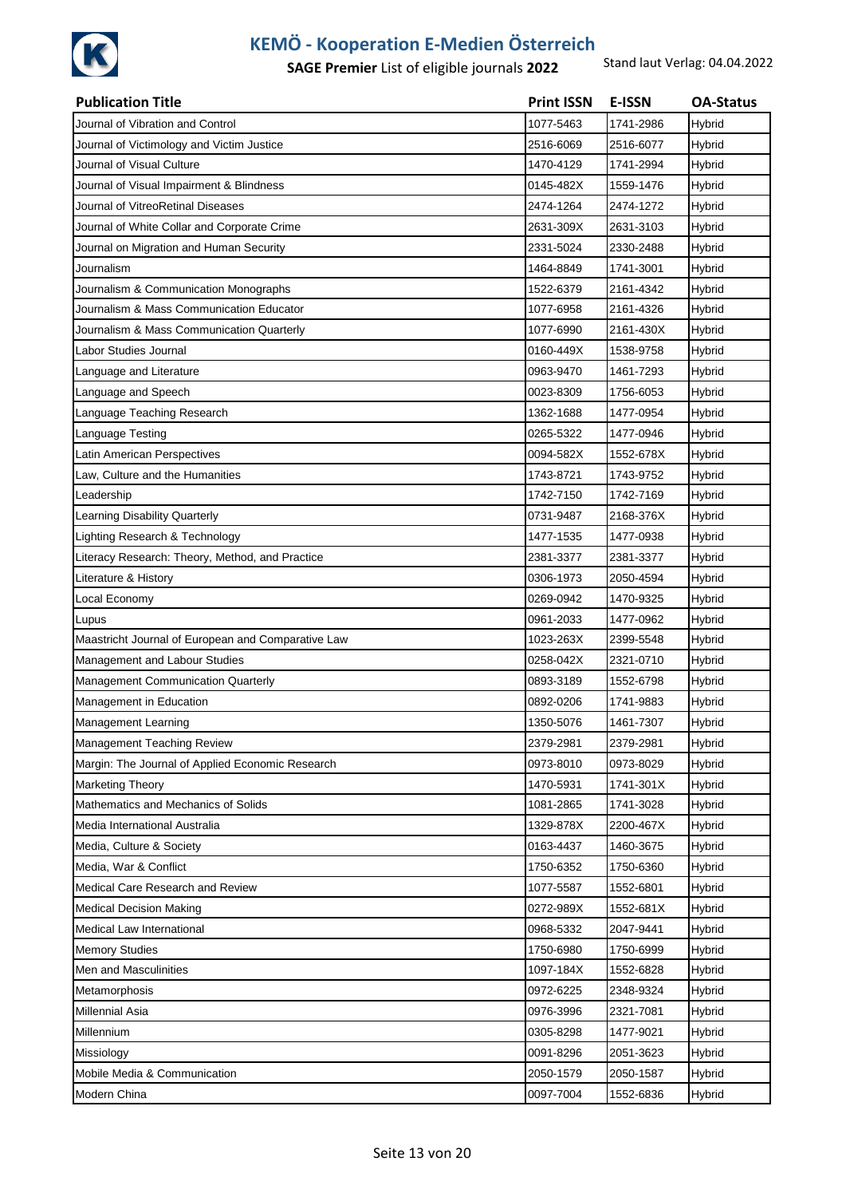# KEMÖ - Kooperation E-Medien Österreich

**SAGE Premier** List of eligible journals **2022**

Stand laut Verlag: 04.04.2022

| Publication Title | Print ISSN | E-ISSN | OA-Status |
|---|---|---|---|
| Journal of Vibration and Control | 1077-5463 | 1741-2986 | Hybrid |
| Journal of Victimology and Victim Justice | 2516-6069 | 2516-6077 | Hybrid |
| Journal of Visual Culture | 1470-4129 | 1741-2994 | Hybrid |
| Journal of Visual Impairment & Blindness | 0145-482X | 1559-1476 | Hybrid |
| Journal of VitreoRetinal Diseases | 2474-1264 | 2474-1272 | Hybrid |
| Journal of White Collar and Corporate Crime | 2631-309X | 2631-3103 | Hybrid |
| Journal on Migration and Human Security | 2331-5024 | 2330-2488 | Hybrid |
| Journalism | 1464-8849 | 1741-3001 | Hybrid |
| Journalism & Communication Monographs | 1522-6379 | 2161-4342 | Hybrid |
| Journalism & Mass Communication Educator | 1077-6958 | 2161-4326 | Hybrid |
| Journalism & Mass Communication Quarterly | 1077-6990 | 2161-430X | Hybrid |
| Labor Studies Journal | 0160-449X | 1538-9758 | Hybrid |
| Language and Literature | 0963-9470 | 1461-7293 | Hybrid |
| Language and Speech | 0023-8309 | 1756-6053 | Hybrid |
| Language Teaching Research | 1362-1688 | 1477-0954 | Hybrid |
| Language Testing | 0265-5322 | 1477-0946 | Hybrid |
| Latin American Perspectives | 0094-582X | 1552-678X | Hybrid |
| Law, Culture and the Humanities | 1743-8721 | 1743-9752 | Hybrid |
| Leadership | 1742-7150 | 1742-7169 | Hybrid |
| Learning Disability Quarterly | 0731-9487 | 2168-376X | Hybrid |
| Lighting Research & Technology | 1477-1535 | 1477-0938 | Hybrid |
| Literacy Research: Theory, Method, and Practice | 2381-3377 | 2381-3377 | Hybrid |
| Literature & History | 0306-1973 | 2050-4594 | Hybrid |
| Local Economy | 0269-0942 | 1470-9325 | Hybrid |
| Lupus | 0961-2033 | 1477-0962 | Hybrid |
| Maastricht Journal of European and Comparative Law | 1023-263X | 2399-5548 | Hybrid |
| Management and Labour Studies | 0258-042X | 2321-0710 | Hybrid |
| Management Communication Quarterly | 0893-3189 | 1552-6798 | Hybrid |
| Management in Education | 0892-0206 | 1741-9883 | Hybrid |
| Management Learning | 1350-5076 | 1461-7307 | Hybrid |
| Management Teaching Review | 2379-2981 | 2379-2981 | Hybrid |
| Margin: The Journal of Applied Economic Research | 0973-8010 | 0973-8029 | Hybrid |
| Marketing Theory | 1470-5931 | 1741-301X | Hybrid |
| Mathematics and Mechanics of Solids | 1081-2865 | 1741-3028 | Hybrid |
| Media International Australia | 1329-878X | 2200-467X | Hybrid |
| Media, Culture & Society | 0163-4437 | 1460-3675 | Hybrid |
| Media, War & Conflict | 1750-6352 | 1750-6360 | Hybrid |
| Medical Care Research and Review | 1077-5587 | 1552-6801 | Hybrid |
| Medical Decision Making | 0272-989X | 1552-681X | Hybrid |
| Medical Law International | 0968-5332 | 2047-9441 | Hybrid |
| Memory Studies | 1750-6980 | 1750-6999 | Hybrid |
| Men and Masculinities | 1097-184X | 1552-6828 | Hybrid |
| Metamorphosis | 0972-6225 | 2348-9324 | Hybrid |
| Millennial Asia | 0976-3996 | 2321-7081 | Hybrid |
| Millennium | 0305-8298 | 1477-9021 | Hybrid |
| Missiology | 0091-8296 | 2051-3623 | Hybrid |
| Mobile Media & Communication | 2050-1579 | 2050-1587 | Hybrid |
| Modern China | 0097-7004 | 1552-6836 | Hybrid |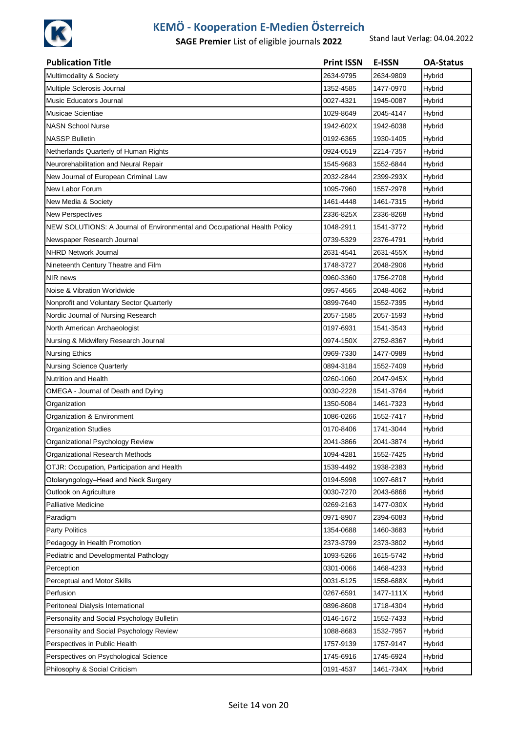# KEMÖ - Kooperation E-Medien Österreich

**SAGE Premier** List of eligible journals **2022**

Stand laut Verlag: 04.04.2022

| Publication Title | Print ISSN | E-ISSN | OA-Status |
|---|---|---|---|
| Multimodality & Society | 2634-9795 | 2634-9809 | Hybrid |
| Multiple Sclerosis Journal | 1352-4585 | 1477-0970 | Hybrid |
| Music Educators Journal | 0027-4321 | 1945-0087 | Hybrid |
| Musicae Scientiae | 1029-8649 | 2045-4147 | Hybrid |
| NASN School Nurse | 1942-602X | 1942-6038 | Hybrid |
| NASSP Bulletin | 0192-6365 | 1930-1405 | Hybrid |
| Netherlands Quarterly of Human Rights | 0924-0519 | 2214-7357 | Hybrid |
| Neurorehabilitation and Neural Repair | 1545-9683 | 1552-6844 | Hybrid |
| New Journal of European Criminal Law | 2032-2844 | 2399-293X | Hybrid |
| New Labor Forum | 1095-7960 | 1557-2978 | Hybrid |
| New Media & Society | 1461-4448 | 1461-7315 | Hybrid |
| New Perspectives | 2336-825X | 2336-8268 | Hybrid |
| NEW SOLUTIONS: A Journal of Environmental and Occupational Health Policy | 1048-2911 | 1541-3772 | Hybrid |
| Newspaper Research Journal | 0739-5329 | 2376-4791 | Hybrid |
| NHRD Network Journal | 2631-4541 | 2631-455X | Hybrid |
| Nineteenth Century Theatre and Film | 1748-3727 | 2048-2906 | Hybrid |
| NIR news | 0960-3360 | 1756-2708 | Hybrid |
| Noise & Vibration Worldwide | 0957-4565 | 2048-4062 | Hybrid |
| Nonprofit and Voluntary Sector Quarterly | 0899-7640 | 1552-7395 | Hybrid |
| Nordic Journal of Nursing Research | 2057-1585 | 2057-1593 | Hybrid |
| North American Archaeologist | 0197-6931 | 1541-3543 | Hybrid |
| Nursing & Midwifery Research Journal | 0974-150X | 2752-8367 | Hybrid |
| Nursing Ethics | 0969-7330 | 1477-0989 | Hybrid |
| Nursing Science Quarterly | 0894-3184 | 1552-7409 | Hybrid |
| Nutrition and Health | 0260-1060 | 2047-945X | Hybrid |
| OMEGA - Journal of Death and Dying | 0030-2228 | 1541-3764 | Hybrid |
| Organization | 1350-5084 | 1461-7323 | Hybrid |
| Organization & Environment | 1086-0266 | 1552-7417 | Hybrid |
| Organization Studies | 0170-8406 | 1741-3044 | Hybrid |
| Organizational Psychology Review | 2041-3866 | 2041-3874 | Hybrid |
| Organizational Research Methods | 1094-4281 | 1552-7425 | Hybrid |
| OTJR: Occupation, Participation and Health | 1539-4492 | 1938-2383 | Hybrid |
| Otolaryngology–Head and Neck Surgery | 0194-5998 | 1097-6817 | Hybrid |
| Outlook on Agriculture | 0030-7270 | 2043-6866 | Hybrid |
| Palliative Medicine | 0269-2163 | 1477-030X | Hybrid |
| Paradigm | 0971-8907 | 2394-6083 | Hybrid |
| Party Politics | 1354-0688 | 1460-3683 | Hybrid |
| Pedagogy in Health Promotion | 2373-3799 | 2373-3802 | Hybrid |
| Pediatric and Developmental Pathology | 1093-5266 | 1615-5742 | Hybrid |
| Perception | 0301-0066 | 1468-4233 | Hybrid |
| Perceptual and Motor Skills | 0031-5125 | 1558-688X | Hybrid |
| Perfusion | 0267-6591 | 1477-111X | Hybrid |
| Peritoneal Dialysis International | 0896-8608 | 1718-4304 | Hybrid |
| Personality and Social Psychology Bulletin | 0146-1672 | 1552-7433 | Hybrid |
| Personality and Social Psychology Review | 1088-8683 | 1532-7957 | Hybrid |
| Perspectives in Public Health | 1757-9139 | 1757-9147 | Hybrid |
| Perspectives on Psychological Science | 1745-6916 | 1745-6924 | Hybrid |
| Philosophy & Social Criticism | 0191-4537 | 1461-734X | Hybrid |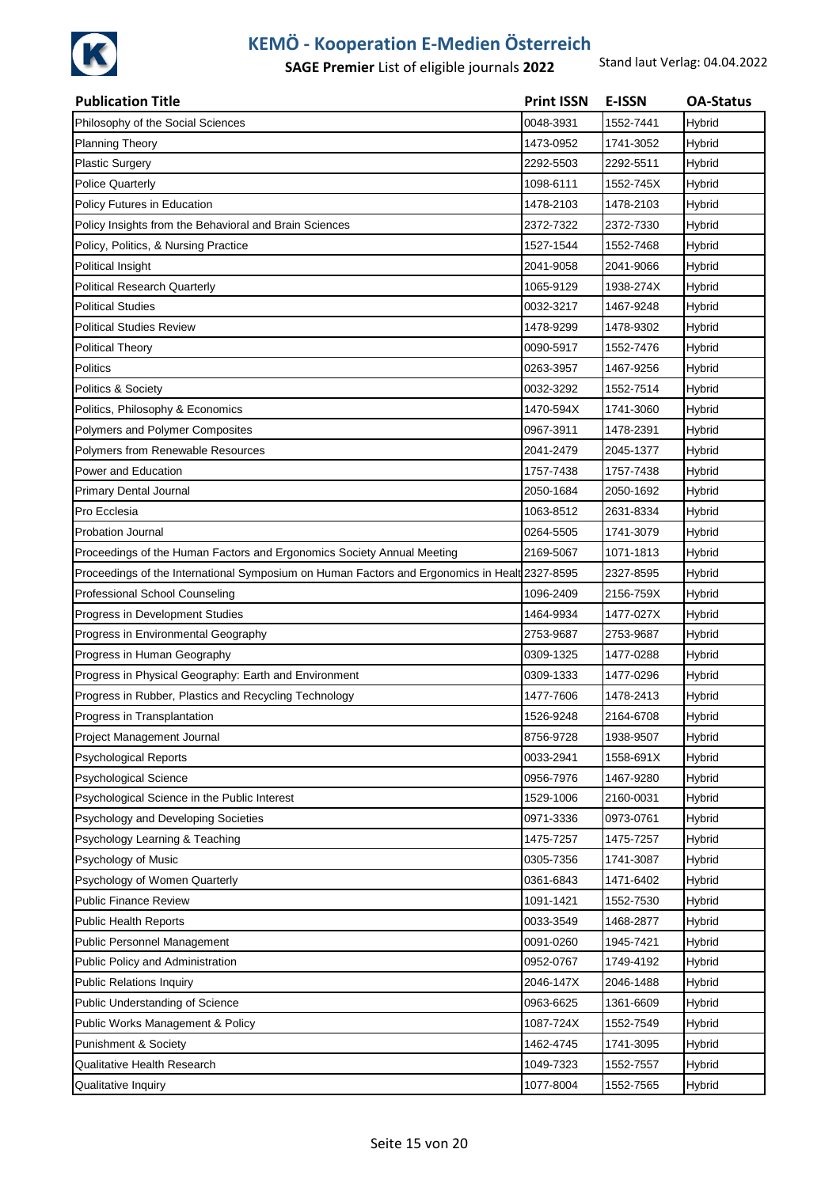# KEMÖ - Kooperation E-Medien Österreich

**SAGE Premier** List of eligible journals **2022**

Stand laut Verlag: 04.04.2022

| Publication Title | Print ISSN | E-ISSN | OA-Status |
|---|---|---|---|
| Philosophy of the Social Sciences | 0048-3931 | 1552-7441 | Hybrid |
| Planning Theory | 1473-0952 | 1741-3052 | Hybrid |
| Plastic Surgery | 2292-5503 | 2292-5511 | Hybrid |
| Police Quarterly | 1098-6111 | 1552-745X | Hybrid |
| Policy Futures in Education | 1478-2103 | 1478-2103 | Hybrid |
| Policy Insights from the Behavioral and Brain Sciences | 2372-7322 | 2372-7330 | Hybrid |
| Policy, Politics, & Nursing Practice | 1527-1544 | 1552-7468 | Hybrid |
| Political Insight | 2041-9058 | 2041-9066 | Hybrid |
| Political Research Quarterly | 1065-9129 | 1938-274X | Hybrid |
| Political Studies | 0032-3217 | 1467-9248 | Hybrid |
| Political Studies Review | 1478-9299 | 1478-9302 | Hybrid |
| Political Theory | 0090-5917 | 1552-7476 | Hybrid |
| Politics | 0263-3957 | 1467-9256 | Hybrid |
| Politics & Society | 0032-3292 | 1552-7514 | Hybrid |
| Politics, Philosophy & Economics | 1470-594X | 1741-3060 | Hybrid |
| Polymers and Polymer Composites | 0967-3911 | 1478-2391 | Hybrid |
| Polymers from Renewable Resources | 2041-2479 | 2045-1377 | Hybrid |
| Power and Education | 1757-7438 | 1757-7438 | Hybrid |
| Primary Dental Journal | 2050-1684 | 2050-1692 | Hybrid |
| Pro Ecclesia | 1063-8512 | 2631-8334 | Hybrid |
| Probation Journal | 0264-5505 | 1741-3079 | Hybrid |
| Proceedings of the Human Factors and Ergonomics Society Annual Meeting | 2169-5067 | 1071-1813 | Hybrid |
| Proceedings of the International Symposium on Human Factors and Ergonomics in Healt | 2327-8595 | 2327-8595 | Hybrid |
| Professional School Counseling | 1096-2409 | 2156-759X | Hybrid |
| Progress in Development Studies | 1464-9934 | 1477-027X | Hybrid |
| Progress in Environmental Geography | 2753-9687 | 2753-9687 | Hybrid |
| Progress in Human Geography | 0309-1325 | 1477-0288 | Hybrid |
| Progress in Physical Geography: Earth and Environment | 0309-1333 | 1477-0296 | Hybrid |
| Progress in Rubber, Plastics and Recycling Technology | 1477-7606 | 1478-2413 | Hybrid |
| Progress in Transplantation | 1526-9248 | 2164-6708 | Hybrid |
| Project Management Journal | 8756-9728 | 1938-9507 | Hybrid |
| Psychological Reports | 0033-2941 | 1558-691X | Hybrid |
| Psychological Science | 0956-7976 | 1467-9280 | Hybrid |
| Psychological Science in the Public Interest | 1529-1006 | 2160-0031 | Hybrid |
| Psychology and Developing Societies | 0971-3336 | 0973-0761 | Hybrid |
| Psychology Learning & Teaching | 1475-7257 | 1475-7257 | Hybrid |
| Psychology of Music | 0305-7356 | 1741-3087 | Hybrid |
| Psychology of Women Quarterly | 0361-6843 | 1471-6402 | Hybrid |
| Public Finance Review | 1091-1421 | 1552-7530 | Hybrid |
| Public Health Reports | 0033-3549 | 1468-2877 | Hybrid |
| Public Personnel Management | 0091-0260 | 1945-7421 | Hybrid |
| Public Policy and Administration | 0952-0767 | 1749-4192 | Hybrid |
| Public Relations Inquiry | 2046-147X | 2046-1488 | Hybrid |
| Public Understanding of Science | 0963-6625 | 1361-6609 | Hybrid |
| Public Works Management & Policy | 1087-724X | 1552-7549 | Hybrid |
| Punishment & Society | 1462-4745 | 1741-3095 | Hybrid |
| Qualitative Health Research | 1049-7323 | 1552-7557 | Hybrid |
| Qualitative Inquiry | 1077-8004 | 1552-7565 | Hybrid |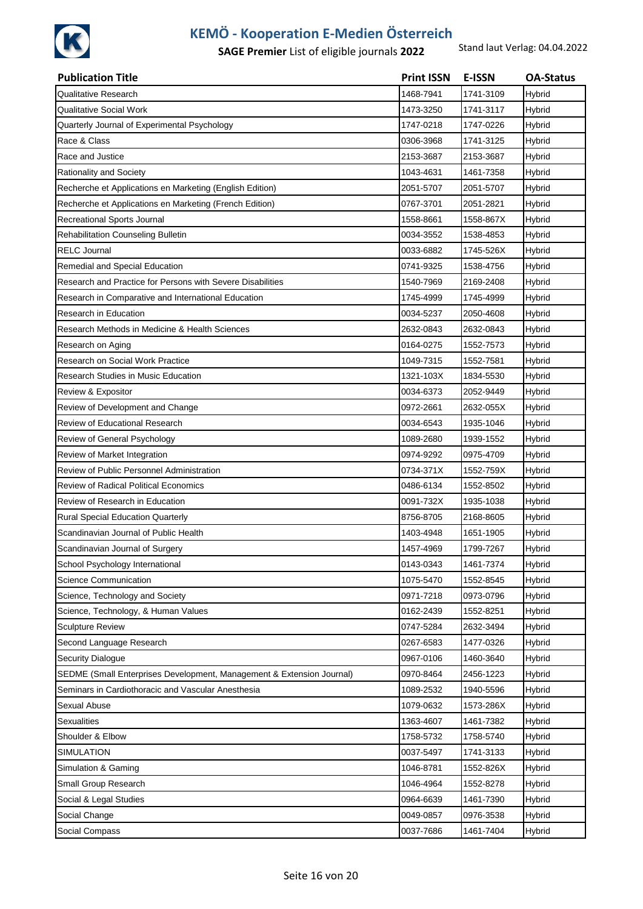# KEMÖ - Kooperation E-Medien Österreich

**SAGE Premier** List of eligible journals **2022**

Stand laut Verlag: 04.04.2022

| Publication Title | Print ISSN | E-ISSN | OA-Status |
|---|---|---|---|
| Qualitative Research | 1468-7941 | 1741-3109 | Hybrid |
| Qualitative Social Work | 1473-3250 | 1741-3117 | Hybrid |
| Quarterly Journal of Experimental Psychology | 1747-0218 | 1747-0226 | Hybrid |
| Race & Class | 0306-3968 | 1741-3125 | Hybrid |
| Race and Justice | 2153-3687 | 2153-3687 | Hybrid |
| Rationality and Society | 1043-4631 | 1461-7358 | Hybrid |
| Recherche et Applications en Marketing (English Edition) | 2051-5707 | 2051-5707 | Hybrid |
| Recherche et Applications en Marketing (French Edition) | 0767-3701 | 2051-2821 | Hybrid |
| Recreational Sports Journal | 1558-8661 | 1558-867X | Hybrid |
| Rehabilitation Counseling Bulletin | 0034-3552 | 1538-4853 | Hybrid |
| RELC Journal | 0033-6882 | 1745-526X | Hybrid |
| Remedial and Special Education | 0741-9325 | 1538-4756 | Hybrid |
| Research and Practice for Persons with Severe Disabilities | 1540-7969 | 2169-2408 | Hybrid |
| Research in Comparative and International Education | 1745-4999 | 1745-4999 | Hybrid |
| Research in Education | 0034-5237 | 2050-4608 | Hybrid |
| Research Methods in Medicine & Health Sciences | 2632-0843 | 2632-0843 | Hybrid |
| Research on Aging | 0164-0275 | 1552-7573 | Hybrid |
| Research on Social Work Practice | 1049-7315 | 1552-7581 | Hybrid |
| Research Studies in Music Education | 1321-103X | 1834-5530 | Hybrid |
| Review & Expositor | 0034-6373 | 2052-9449 | Hybrid |
| Review of Development and Change | 0972-2661 | 2632-055X | Hybrid |
| Review of Educational Research | 0034-6543 | 1935-1046 | Hybrid |
| Review of General Psychology | 1089-2680 | 1939-1552 | Hybrid |
| Review of Market Integration | 0974-9292 | 0975-4709 | Hybrid |
| Review of Public Personnel Administration | 0734-371X | 1552-759X | Hybrid |
| Review of Radical Political Economics | 0486-6134 | 1552-8502 | Hybrid |
| Review of Research in Education | 0091-732X | 1935-1038 | Hybrid |
| Rural Special Education Quarterly | 8756-8705 | 2168-8605 | Hybrid |
| Scandinavian Journal of Public Health | 1403-4948 | 1651-1905 | Hybrid |
| Scandinavian Journal of Surgery | 1457-4969 | 1799-7267 | Hybrid |
| School Psychology International | 0143-0343 | 1461-7374 | Hybrid |
| Science Communication | 1075-5470 | 1552-8545 | Hybrid |
| Science, Technology and Society | 0971-7218 | 0973-0796 | Hybrid |
| Science, Technology, & Human Values | 0162-2439 | 1552-8251 | Hybrid |
| Sculpture Review | 0747-5284 | 2632-3494 | Hybrid |
| Second Language Research | 0267-6583 | 1477-0326 | Hybrid |
| Security Dialogue | 0967-0106 | 1460-3640 | Hybrid |
| SEDME (Small Enterprises Development, Management & Extension Journal) | 0970-8464 | 2456-1223 | Hybrid |
| Seminars in Cardiothoracic and Vascular Anesthesia | 1089-2532 | 1940-5596 | Hybrid |
| Sexual Abuse | 1079-0632 | 1573-286X | Hybrid |
| Sexualities | 1363-4607 | 1461-7382 | Hybrid |
| Shoulder & Elbow | 1758-5732 | 1758-5740 | Hybrid |
| SIMULATION | 0037-5497 | 1741-3133 | Hybrid |
| Simulation & Gaming | 1046-8781 | 1552-826X | Hybrid |
| Small Group Research | 1046-4964 | 1552-8278 | Hybrid |
| Social & Legal Studies | 0964-6639 | 1461-7390 | Hybrid |
| Social Change | 0049-0857 | 0976-3538 | Hybrid |
| Social Compass | 0037-7686 | 1461-7404 | Hybrid |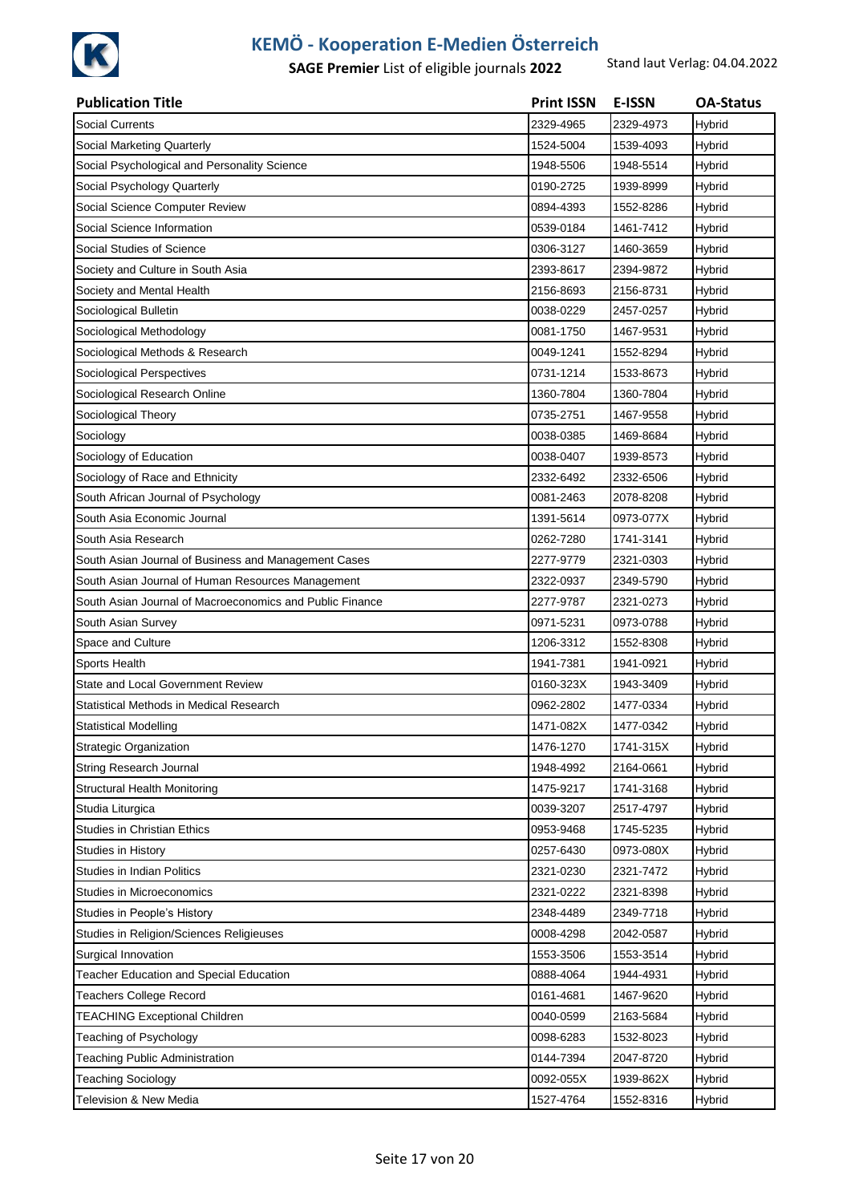# KEMÖ - Kooperation E-Medien Österreich

**SAGE Premier** List of eligible journals **2022**

Stand laut Verlag: 04.04.2022

| Publication Title | Print ISSN | E-ISSN | OA-Status |
|---|---|---|---|
| Social Currents | 2329-4965 | 2329-4973 | Hybrid |
| Social Marketing Quarterly | 1524-5004 | 1539-4093 | Hybrid |
| Social Psychological and Personality Science | 1948-5506 | 1948-5514 | Hybrid |
| Social Psychology Quarterly | 0190-2725 | 1939-8999 | Hybrid |
| Social Science Computer Review | 0894-4393 | 1552-8286 | Hybrid |
| Social Science Information | 0539-0184 | 1461-7412 | Hybrid |
| Social Studies of Science | 0306-3127 | 1460-3659 | Hybrid |
| Society and Culture in South Asia | 2393-8617 | 2394-9872 | Hybrid |
| Society and Mental Health | 2156-8693 | 2156-8731 | Hybrid |
| Sociological Bulletin | 0038-0229 | 2457-0257 | Hybrid |
| Sociological Methodology | 0081-1750 | 1467-9531 | Hybrid |
| Sociological Methods & Research | 0049-1241 | 1552-8294 | Hybrid |
| Sociological Perspectives | 0731-1214 | 1533-8673 | Hybrid |
| Sociological Research Online | 1360-7804 | 1360-7804 | Hybrid |
| Sociological Theory | 0735-2751 | 1467-9558 | Hybrid |
| Sociology | 0038-0385 | 1469-8684 | Hybrid |
| Sociology of Education | 0038-0407 | 1939-8573 | Hybrid |
| Sociology of Race and Ethnicity | 2332-6492 | 2332-6506 | Hybrid |
| South African Journal of Psychology | 0081-2463 | 2078-8208 | Hybrid |
| South Asia Economic Journal | 1391-5614 | 0973-077X | Hybrid |
| South Asia Research | 0262-7280 | 1741-3141 | Hybrid |
| South Asian Journal of Business and Management Cases | 2277-9779 | 2321-0303 | Hybrid |
| South Asian Journal of Human Resources Management | 2322-0937 | 2349-5790 | Hybrid |
| South Asian Journal of Macroeconomics and Public Finance | 2277-9787 | 2321-0273 | Hybrid |
| South Asian Survey | 0971-5231 | 0973-0788 | Hybrid |
| Space and Culture | 1206-3312 | 1552-8308 | Hybrid |
| Sports Health | 1941-7381 | 1941-0921 | Hybrid |
| State and Local Government Review | 0160-323X | 1943-3409 | Hybrid |
| Statistical Methods in Medical Research | 0962-2802 | 1477-0334 | Hybrid |
| Statistical Modelling | 1471-082X | 1477-0342 | Hybrid |
| Strategic Organization | 1476-1270 | 1741-315X | Hybrid |
| String Research Journal | 1948-4992 | 2164-0661 | Hybrid |
| Structural Health Monitoring | 1475-9217 | 1741-3168 | Hybrid |
| Studia Liturgica | 0039-3207 | 2517-4797 | Hybrid |
| Studies in Christian Ethics | 0953-9468 | 1745-5235 | Hybrid |
| Studies in History | 0257-6430 | 0973-080X | Hybrid |
| Studies in Indian Politics | 2321-0230 | 2321-7472 | Hybrid |
| Studies in Microeconomics | 2321-0222 | 2321-8398 | Hybrid |
| Studies in People's History | 2348-4489 | 2349-7718 | Hybrid |
| Studies in Religion/Sciences Religieuses | 0008-4298 | 2042-0587 | Hybrid |
| Surgical Innovation | 1553-3506 | 1553-3514 | Hybrid |
| Teacher Education and Special Education | 0888-4064 | 1944-4931 | Hybrid |
| Teachers College Record | 0161-4681 | 1467-9620 | Hybrid |
| TEACHING Exceptional Children | 0040-0599 | 2163-5684 | Hybrid |
| Teaching of Psychology | 0098-6283 | 1532-8023 | Hybrid |
| Teaching Public Administration | 0144-7394 | 2047-8720 | Hybrid |
| Teaching Sociology | 0092-055X | 1939-862X | Hybrid |
| Television & New Media | 1527-4764 | 1552-8316 | Hybrid |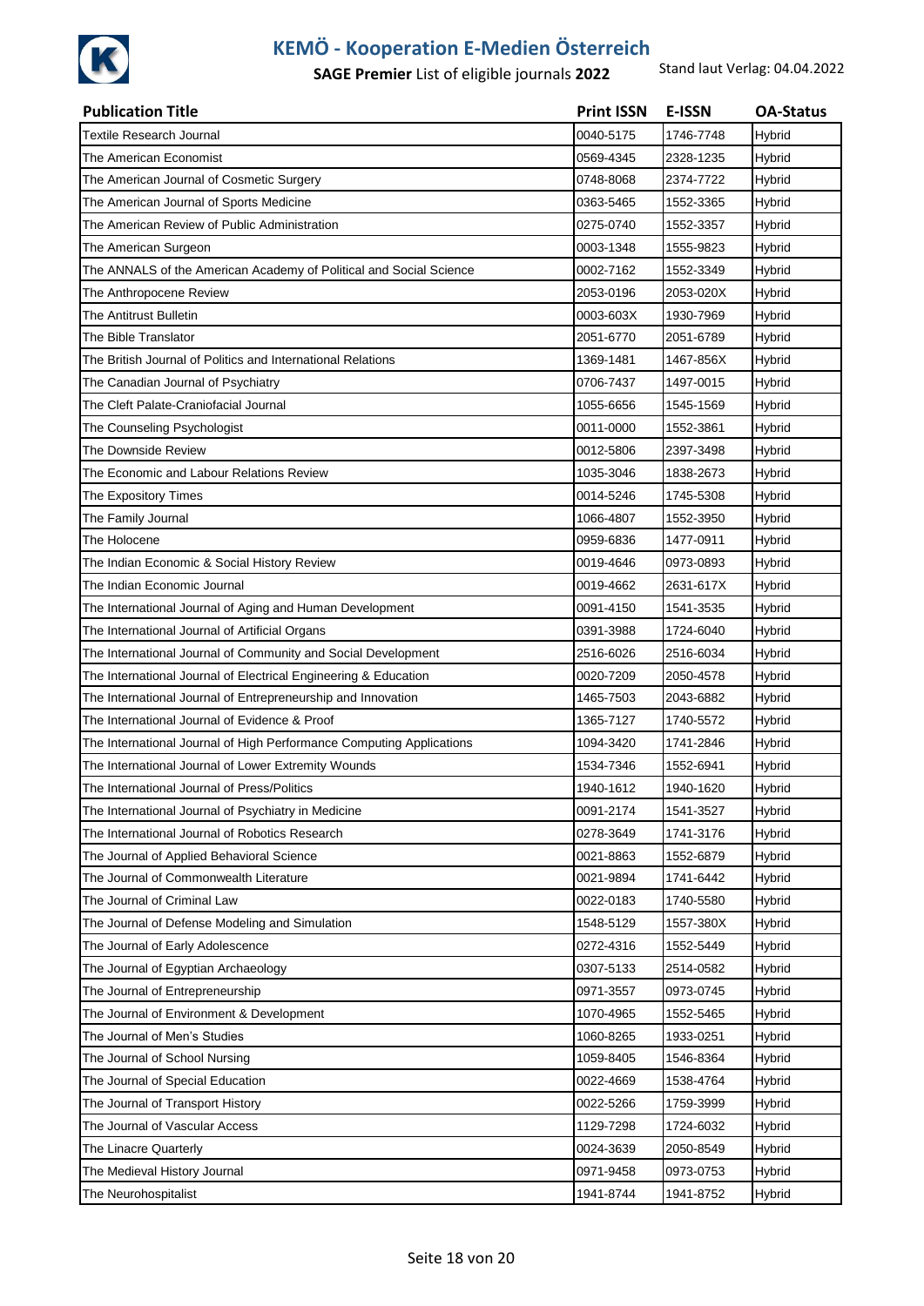# KEMÖ - Kooperation E-Medien Österreich

**SAGE Premier** List of eligible journals **2022**

Stand laut Verlag: 04.04.2022

| Publication Title | Print ISSN | E-ISSN | OA-Status |
|---|---|---|---|
| Textile Research Journal | 0040-5175 | 1746-7748 | Hybrid |
| The American Economist | 0569-4345 | 2328-1235 | Hybrid |
| The American Journal of Cosmetic Surgery | 0748-8068 | 2374-7722 | Hybrid |
| The American Journal of Sports Medicine | 0363-5465 | 1552-3365 | Hybrid |
| The American Review of Public Administration | 0275-0740 | 1552-3357 | Hybrid |
| The American Surgeon | 0003-1348 | 1555-9823 | Hybrid |
| The ANNALS of the American Academy of Political and Social Science | 0002-7162 | 1552-3349 | Hybrid |
| The Anthropocene Review | 2053-0196 | 2053-020X | Hybrid |
| The Antitrust Bulletin | 0003-603X | 1930-7969 | Hybrid |
| The Bible Translator | 2051-6770 | 2051-6789 | Hybrid |
| The British Journal of Politics and International Relations | 1369-1481 | 1467-856X | Hybrid |
| The Canadian Journal of Psychiatry | 0706-7437 | 1497-0015 | Hybrid |
| The Cleft Palate-Craniofacial Journal | 1055-6656 | 1545-1569 | Hybrid |
| The Counseling Psychologist | 0011-0000 | 1552-3861 | Hybrid |
| The Downside Review | 0012-5806 | 2397-3498 | Hybrid |
| The Economic and Labour Relations Review | 1035-3046 | 1838-2673 | Hybrid |
| The Expository Times | 0014-5246 | 1745-5308 | Hybrid |
| The Family Journal | 1066-4807 | 1552-3950 | Hybrid |
| The Holocene | 0959-6836 | 1477-0911 | Hybrid |
| The Indian Economic & Social History Review | 0019-4646 | 0973-0893 | Hybrid |
| The Indian Economic Journal | 0019-4662 | 2631-617X | Hybrid |
| The International Journal of Aging and Human Development | 0091-4150 | 1541-3535 | Hybrid |
| The International Journal of Artificial Organs | 0391-3988 | 1724-6040 | Hybrid |
| The International Journal of Community and Social Development | 2516-6026 | 2516-6034 | Hybrid |
| The International Journal of Electrical Engineering & Education | 0020-7209 | 2050-4578 | Hybrid |
| The International Journal of Entrepreneurship and Innovation | 1465-7503 | 2043-6882 | Hybrid |
| The International Journal of Evidence & Proof | 1365-7127 | 1740-5572 | Hybrid |
| The International Journal of High Performance Computing Applications | 1094-3420 | 1741-2846 | Hybrid |
| The International Journal of Lower Extremity Wounds | 1534-7346 | 1552-6941 | Hybrid |
| The International Journal of Press/Politics | 1940-1612 | 1940-1620 | Hybrid |
| The International Journal of Psychiatry in Medicine | 0091-2174 | 1541-3527 | Hybrid |
| The International Journal of Robotics Research | 0278-3649 | 1741-3176 | Hybrid |
| The Journal of Applied Behavioral Science | 0021-8863 | 1552-6879 | Hybrid |
| The Journal of Commonwealth Literature | 0021-9894 | 1741-6442 | Hybrid |
| The Journal of Criminal Law | 0022-0183 | 1740-5580 | Hybrid |
| The Journal of Defense Modeling and Simulation | 1548-5129 | 1557-380X | Hybrid |
| The Journal of Early Adolescence | 0272-4316 | 1552-5449 | Hybrid |
| The Journal of Egyptian Archaeology | 0307-5133 | 2514-0582 | Hybrid |
| The Journal of Entrepreneurship | 0971-3557 | 0973-0745 | Hybrid |
| The Journal of Environment & Development | 1070-4965 | 1552-5465 | Hybrid |
| The Journal of Men's Studies | 1060-8265 | 1933-0251 | Hybrid |
| The Journal of School Nursing | 1059-8405 | 1546-8364 | Hybrid |
| The Journal of Special Education | 0022-4669 | 1538-4764 | Hybrid |
| The Journal of Transport History | 0022-5266 | 1759-3999 | Hybrid |
| The Journal of Vascular Access | 1129-7298 | 1724-6032 | Hybrid |
| The Linacre Quarterly | 0024-3639 | 2050-8549 | Hybrid |
| The Medieval History Journal | 0971-9458 | 0973-0753 | Hybrid |
| The Neurohospitalist | 1941-8744 | 1941-8752 | Hybrid |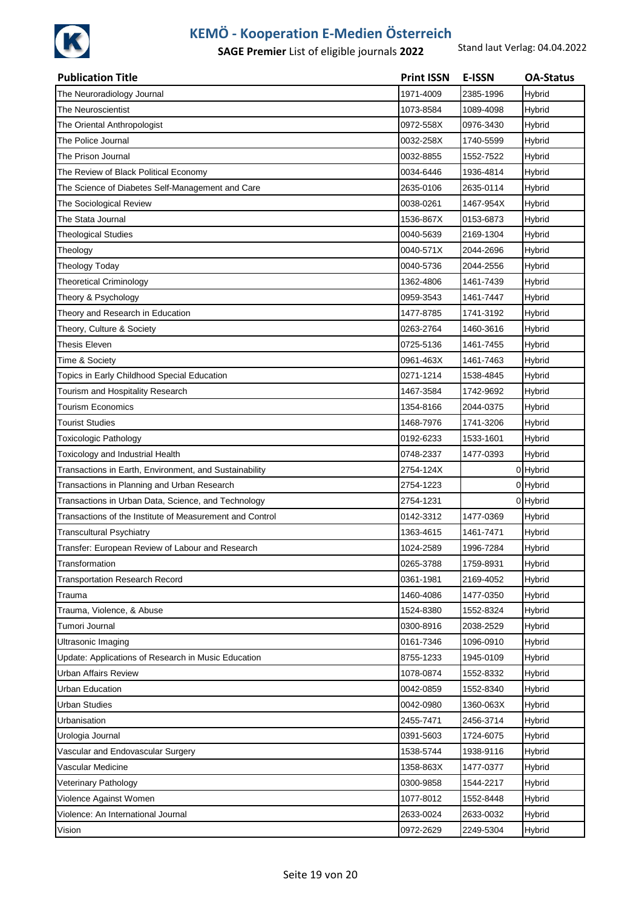# KEMÖ - Kooperation E-Medien Österreich

**SAGE Premier** List of eligible journals **2022** Stand laut Verlag: 04.04.2022

| Publication Title | Print ISSN | E-ISSN | OA-Status |
|---|---|---|---|
| The Neuroradiology Journal | 1971-4009 | 2385-1996 | Hybrid |
| The Neuroscientist | 1073-8584 | 1089-4098 | Hybrid |
| The Oriental Anthropologist | 0972-558X | 0976-3430 | Hybrid |
| The Police Journal | 0032-258X | 1740-5599 | Hybrid |
| The Prison Journal | 0032-8855 | 1552-7522 | Hybrid |
| The Review of Black Political Economy | 0034-6446 | 1936-4814 | Hybrid |
| The Science of Diabetes Self-Management and Care | 2635-0106 | 2635-0114 | Hybrid |
| The Sociological Review | 0038-0261 | 1467-954X | Hybrid |
| The Stata Journal | 1536-867X | 0153-6873 | Hybrid |
| Theological Studies | 0040-5639 | 2169-1304 | Hybrid |
| Theology | 0040-571X | 2044-2696 | Hybrid |
| Theology Today | 0040-5736 | 2044-2556 | Hybrid |
| Theoretical Criminology | 1362-4806 | 1461-7439 | Hybrid |
| Theory & Psychology | 0959-3543 | 1461-7447 | Hybrid |
| Theory and Research in Education | 1477-8785 | 1741-3192 | Hybrid |
| Theory, Culture & Society | 0263-2764 | 1460-3616 | Hybrid |
| Thesis Eleven | 0725-5136 | 1461-7455 | Hybrid |
| Time & Society | 0961-463X | 1461-7463 | Hybrid |
| Topics in Early Childhood Special Education | 0271-1214 | 1538-4845 | Hybrid |
| Tourism and Hospitality Research | 1467-3584 | 1742-9692 | Hybrid |
| Tourism Economics | 1354-8166 | 2044-0375 | Hybrid |
| Tourist Studies | 1468-7976 | 1741-3206 | Hybrid |
| Toxicologic Pathology | 0192-6233 | 1533-1601 | Hybrid |
| Toxicology and Industrial Health | 0748-2337 | 1477-0393 | Hybrid |
| Transactions in Earth, Environment, and Sustainability | 2754-124X | 0 | Hybrid |
| Transactions in Planning and Urban Research | 2754-1223 | 0 | Hybrid |
| Transactions in Urban Data, Science, and Technology | 2754-1231 | 0 | Hybrid |
| Transactions of the Institute of Measurement and Control | 0142-3312 | 1477-0369 | Hybrid |
| Transcultural Psychiatry | 1363-4615 | 1461-7471 | Hybrid |
| Transfer: European Review of Labour and Research | 1024-2589 | 1996-7284 | Hybrid |
| Transformation | 0265-3788 | 1759-8931 | Hybrid |
| Transportation Research Record | 0361-1981 | 2169-4052 | Hybrid |
| Trauma | 1460-4086 | 1477-0350 | Hybrid |
| Trauma, Violence, & Abuse | 1524-8380 | 1552-8324 | Hybrid |
| Tumori Journal | 0300-8916 | 2038-2529 | Hybrid |
| Ultrasonic Imaging | 0161-7346 | 1096-0910 | Hybrid |
| Update: Applications of Research in Music Education | 8755-1233 | 1945-0109 | Hybrid |
| Urban Affairs Review | 1078-0874 | 1552-8332 | Hybrid |
| Urban Education | 0042-0859 | 1552-8340 | Hybrid |
| Urban Studies | 0042-0980 | 1360-063X | Hybrid |
| Urbanisation | 2455-7471 | 2456-3714 | Hybrid |
| Urologia Journal | 0391-5603 | 1724-6075 | Hybrid |
| Vascular and Endovascular Surgery | 1538-5744 | 1938-9116 | Hybrid |
| Vascular Medicine | 1358-863X | 1477-0377 | Hybrid |
| Veterinary Pathology | 0300-9858 | 1544-2217 | Hybrid |
| Violence Against Women | 1077-8012 | 1552-8448 | Hybrid |
| Violence: An International Journal | 2633-0024 | 2633-0032 | Hybrid |
| Vision | 0972-2629 | 2249-5304 | Hybrid |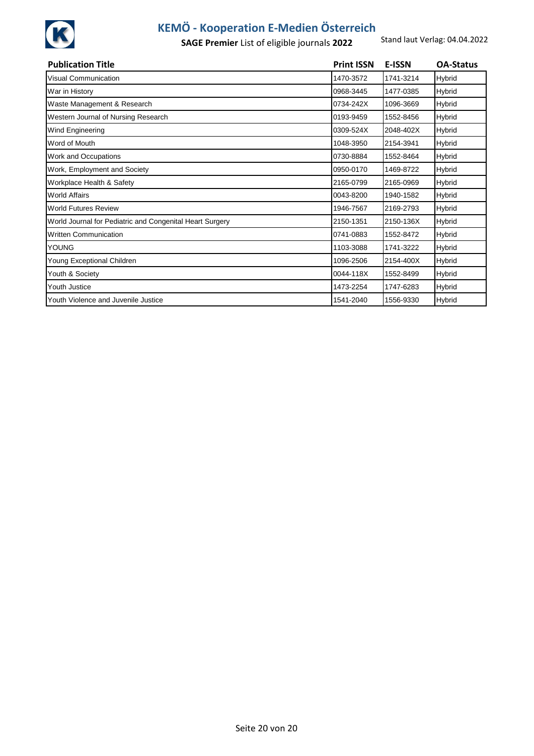# KEMÖ - Kooperation E-Medien Österreich

**SAGE Premier** List of eligible journals **2022**

Stand laut Verlag: 04.04.2022

| Publication Title | Print ISSN | E-ISSN | OA-Status |
|---|---|---|---|
| Visual Communication | 1470-3572 | 1741-3214 | Hybrid |
| War in History | 0968-3445 | 1477-0385 | Hybrid |
| Waste Management & Research | 0734-242X | 1096-3669 | Hybrid |
| Western Journal of Nursing Research | 0193-9459 | 1552-8456 | Hybrid |
| Wind Engineering | 0309-524X | 2048-402X | Hybrid |
| Word of Mouth | 1048-3950 | 2154-3941 | Hybrid |
| Work and Occupations | 0730-8884 | 1552-8464 | Hybrid |
| Work, Employment and Society | 0950-0170 | 1469-8722 | Hybrid |
| Workplace Health & Safety | 2165-0799 | 2165-0969 | Hybrid |
| World Affairs | 0043-8200 | 1940-1582 | Hybrid |
| World Futures Review | 1946-7567 | 2169-2793 | Hybrid |
| World Journal for Pediatric and Congenital Heart Surgery | 2150-1351 | 2150-136X | Hybrid |
| Written Communication | 0741-0883 | 1552-8472 | Hybrid |
| YOUNG | 1103-3088 | 1741-3222 | Hybrid |
| Young Exceptional Children | 1096-2506 | 2154-400X | Hybrid |
| Youth & Society | 0044-118X | 1552-8499 | Hybrid |
| Youth Justice | 1473-2254 | 1747-6283 | Hybrid |
| Youth Violence and Juvenile Justice | 1541-2040 | 1556-9330 | Hybrid |